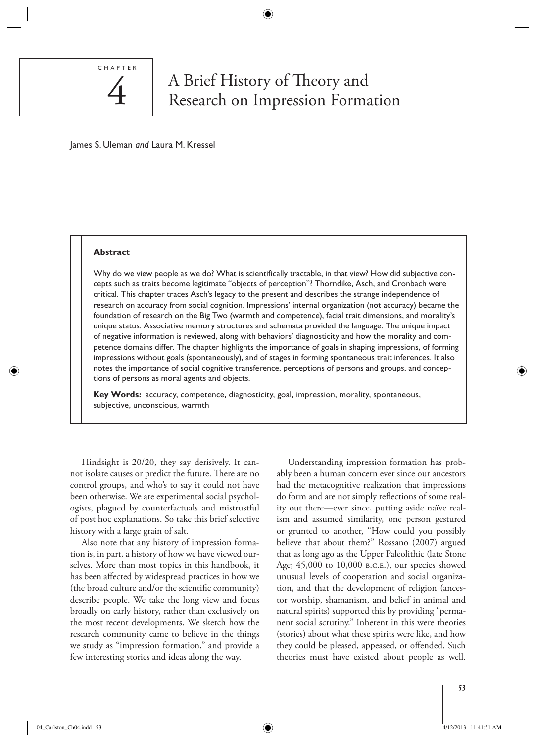CHAPTER 4

# A Brief History of Theory and Research on Impression Formation

James S. Uleman *and* Laura M. Kressel

**Abstract**

Why do we view people as we do? What is scientifically tractable, in that view? How did subjective concepts such as traits become legitimate "objects of perception"? Thorndike, Asch, and Cronbach were critical. This chapter traces Asch's legacy to the present and describes the strange independence of research on accuracy from social cognition. Impressions' internal organization (not accuracy) became the foundation of research on the Big Two (warmth and competence), facial trait dimensions, and morality's unique status. Associative memory structures and schemata provided the language. The unique impact of negative information is reviewed, along with behaviors' diagnosticity and how the morality and competence domains differ. The chapter highlights the importance of goals in shaping impressions, of forming impressions without goals (spontaneously), and of stages in forming spontaneous trait inferences. It also notes the importance of social cognitive transference, perceptions of persons and groups, and conceptions of persons as moral agents and objects.

**Key Words:** accuracy, competence, diagnosticity, goal, impression, morality, spontaneous, subjective, unconscious, warmth

Hindsight is 20/20, they say derisively. It cannot isolate causes or predict the future. There are no control groups, and who's to say it could not have been otherwise. We are experimental social psychologists, plagued by counterfactuals and mistrustful of post hoc explanations. So take this brief selective history with a large grain of salt.

Also note that any history of impression formation is, in part, a history of how we have viewed ourselves. More than most topics in this handbook, it has been affected by widespread practices in how we (the broad culture and/or the scientific community) describe people. We take the long view and focus broadly on early history, rather than exclusively on the most recent developments. We sketch how the research community came to believe in the things we study as "impression formation," and provide a few interesting stories and ideas along the way.

Understanding impression formation has probably been a human concern ever since our ancestors had the metacognitive realization that impressions do form and are not simply reflections of some reality out there—ever since, putting aside naïve realism and assumed similarity, one person gestured or grunted to another, "How could you possibly believe that about them?" Rossano (2007) argued that as long ago as the Upper Paleolithic (late Stone Age; 45,000 to 10,000 B.C.E.), our species showed unusual levels of cooperation and social organization, and that the development of religion (ancestor worship, shamanism, and belief in animal and natural spirits) supported this by providing "permanent social scrutiny." Inherent in this were theories (stories) about what these spirits were like, and how they could be pleased, appeased, or offended. Such theories must have existed about people as well.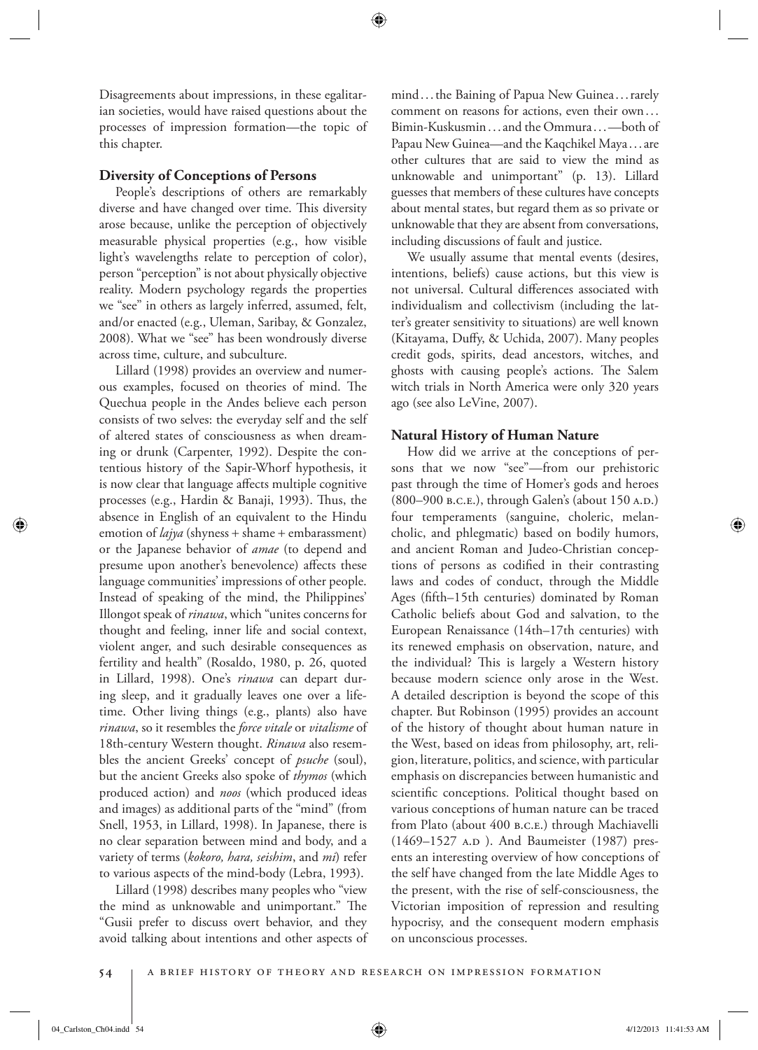Disagreements about impressions, in these egalitarian societies, would have raised questions about the processes of impression formation—the topic of this chapter.

## Diversity of Conceptions of Persons

People's descriptions of others are remarkably diverse and have changed over time. This diversity arose because, unlike the perception of objectively measurable physical properties (e.g., how visible light's wavelengths relate to perception of color), person "perception" is not about physically objective reality. Modern psychology regards the properties we "see" in others as largely inferred, assumed, felt, and/or enacted (e.g., Uleman, Saribay, & Gonzalez, 2008). What we "see" has been wondrously diverse across time, culture, and subculture.

Lillard (1998) provides an overview and numerous examples, focused on theories of mind. The Quechua people in the Andes believe each person consists of two selves: the everyday self and the self of altered states of consciousness as when dreaming or drunk (Carpenter, 1992). Despite the contentious history of the Sapir-Whorf hypothesis, it is now clear that language affects multiple cognitive processes (e.g., Hardin & Banaji, 1993). Thus, the absence in English of an equivalent to the Hindu emotion of *lajya* (shyness + shame + embarassment) or the Japanese behavior of *amae* (to depend and presume upon another's benevolence) affects these language communities' impressions of other people. Instead of speaking of the mind, the Philippines' Illongot speak of *rinawa*, which "unites concerns for thought and feeling, inner life and social context, violent anger, and such desirable consequences as fertility and health" (Rosaldo, 1980, p. 26, quoted in Lillard, 1998). One's *rinawa* can depart during sleep, and it gradually leaves one over a lifetime. Other living things (e.g., plants) also have *rinawa*, so it resembles the *force vitale* or *vitalisme* of 18th-century Western thought. *Rinawa* also resembles the ancient Greeks' concept of *psuche* (soul), but the ancient Greeks also spoke of *thymos* (which produced action) and *noos* (which produced ideas and images) as additional parts of the "mind" (from Snell, 1953, in Lillard, 1998). In Japanese, there is no clear separation between mind and body, and a variety of terms (*kokoro, hara, seishim*, and *mi*) refer to various aspects of the mind-body (Lebra, 1993).

Lillard (1998) describes many peoples who "view the mind as unknowable and unimportant." The "Gusii prefer to discuss overt behavior, and they avoid talking about intentions and other aspects of mind . . . the Baining of Papua New Guinea . . . rarely comment on reasons for actions, even their own . . . Bimin-Kuskusmin . . . and the Ommura . . . —both of Papau New Guinea—and the Kaqchikel Maya . . . are other cultures that are said to view the mind as unknowable and unimportant" (p. 13). Lillard guesses that members of these cultures have concepts about mental states, but regard them as so private or unknowable that they are absent from conversations, including discussions of fault and justice.

We usually assume that mental events (desires, intentions, beliefs) cause actions, but this view is not universal. Cultural differences associated with individualism and collectivism (including the latter's greater sensitivity to situations) are well known (Kitayama, Duffy, & Uchida, 2007). Many peoples credit gods, spirits, dead ancestors, witches, and ghosts with causing people's actions. The Salem witch trials in North America were only 320 years ago (see also LeVine, 2007).

## Natural History of Human Nature

How did we arrive at the conceptions of persons that we now "see"—from our prehistoric past through the time of Homer's gods and heroes (800–900 B.C.E.), through Galen's (about 150 A.D.) four temperaments (sanguine, choleric, melancholic, and phlegmatic) based on bodily humors, and ancient Roman and Judeo-Christian conceptions of persons as codified in their contrasting laws and codes of conduct, through the Middle Ages (fifth–15th centuries) dominated by Roman Catholic beliefs about God and salvation, to the European Renaissance (14th–17th centuries) with its renewed emphasis on observation, nature, and the individual? This is largely a Western history because modern science only arose in the West. A detailed description is beyond the scope of this chapter. But Robinson (1995) provides an account of the history of thought about human nature in the West, based on ideas from philosophy, art, religion, literature, politics, and science, with particular emphasis on discrepancies between humanistic and scientific conceptions. Political thought based on various conceptions of human nature can be traced from Plato (about 400 B.C.E.) through Machiavelli (1469–1527 A.D ). And Baumeister (1987) presents an interesting overview of how conceptions of the self have changed from the late Middle Ages to the present, with the rise of self-consciousness, the Victorian imposition of repression and resulting hypocrisy, and the consequent modern emphasis on unconscious processes.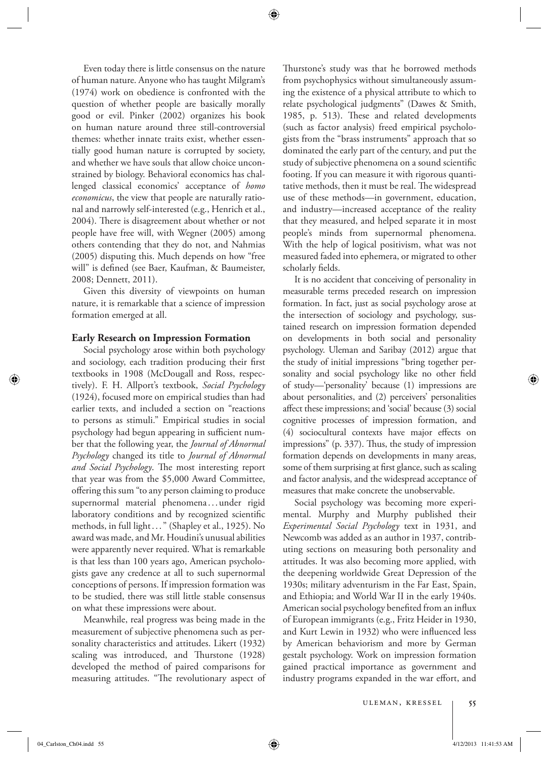Even today there is little consensus on the nature of human nature. Anyone who has taught Milgram's (1974) work on obedience is confronted with the question of whether people are basically morally good or evil. Pinker (2002) organizes his book on human nature around three still-controversial themes: whether innate traits exist, whether essentially good human nature is corrupted by society, and whether we have souls that allow choice unconstrained by biology. Behavioral economics has challenged classical economics' acceptance of *homo economicus*, the view that people are naturally rational and narrowly self-interested (e.g., Henrich et al., 2004). There is disagreement about whether or not people have free will, with Wegner (2005) among others contending that they do not, and Nahmias (2005) disputing this. Much depends on how "free will" is defined (see Baer, Kaufman, & Baumeister, 2008; Dennett, 2011).

Given this diversity of viewpoints on human nature, it is remarkable that a science of impression formation emerged at all.

## Early Research on Impression Formation

Social psychology arose within both psychology and sociology, each tradition producing their first textbooks in 1908 (McDougall and Ross, respectively). F. H. Allport's textbook, *Social Psychology* (1924), focused more on empirical studies than had earlier texts, and included a section on "reactions to persons as stimuli." Empirical studies in social psychology had begun appearing in sufficient number that the following year, the *Journal of Abnormal Psychology* changed its title to *Journal of Abnormal and Social Psychology*. The most interesting report that year was from the $5,000 Award Committee, offering this sum "to any person claiming to produce supernormal material phenomena . . . under rigid laboratory conditions and by recognized scientific methods, in full light . . . " (Shapley et al., 1925). No award was made, and Mr. Houdini's unusual abilities were apparently never required. What is remarkable is that less than 100 years ago, American psychologists gave any credence at all to such supernormal conceptions of persons. If impression formation was to be studied, there was still little stable consensus on what these impressions were about.

Meanwhile, real progress was being made in the measurement of subjective phenomena such as personality characteristics and attitudes. Likert (1932) scaling was introduced, and Thurstone (1928) developed the method of paired comparisons for measuring attitudes. "The revolutionary aspect of Thurstone's study was that he borrowed methods from psychophysics without simultaneously assuming the existence of a physical attribute to which to relate psychological judgments" (Dawes & Smith, 1985, p. 513). These and related developments (such as factor analysis) freed empirical psychologists from the "brass instruments" approach that so dominated the early part of the century, and put the study of subjective phenomena on a sound scientific footing. If you can measure it with rigorous quantitative methods, then it must be real. The widespread use of these methods—in government, education, and industry—increased acceptance of the reality that they measured, and helped separate it in most people's minds from supernormal phenomena. With the help of logical positivism, what was not measured faded into ephemera, or migrated to other scholarly fields.

It is no accident that conceiving of personality in measurable terms preceded research on impression formation. In fact, just as social psychology arose at the intersection of sociology and psychology, sustained research on impression formation depended on developments in both social and personality psychology. Uleman and Saribay (2012) argue that the study of initial impressions "bring together personality and social psychology like no other field of study—'personality' because (1) impressions are about personalities, and (2) perceivers' personalities affect these impressions; and 'social' because (3) social cognitive processes of impression formation, and (4) sociocultural contexts have major effects on impressions" (p. 337). Thus, the study of impression formation depends on developments in many areas, some of them surprising at first glance, such as scaling and factor analysis, and the widespread acceptance of measures that make concrete the unobservable.

Social psychology was becoming more experimental. Murphy and Murphy published their *Experimental Social Psychology* text in 1931, and Newcomb was added as an author in 1937, contributing sections on measuring both personality and attitudes. It was also becoming more applied, with the deepening worldwide Great Depression of the 1930s; military adventurism in the Far East, Spain, and Ethiopia; and World War II in the early 1940s. American social psychology benefited from an influx of European immigrants (e.g., Fritz Heider in 1930, and Kurt Lewin in 1932) who were influenced less by American behaviorism and more by German gestalt psychology. Work on impression formation gained practical importance as government and industry programs expanded in the war effort, and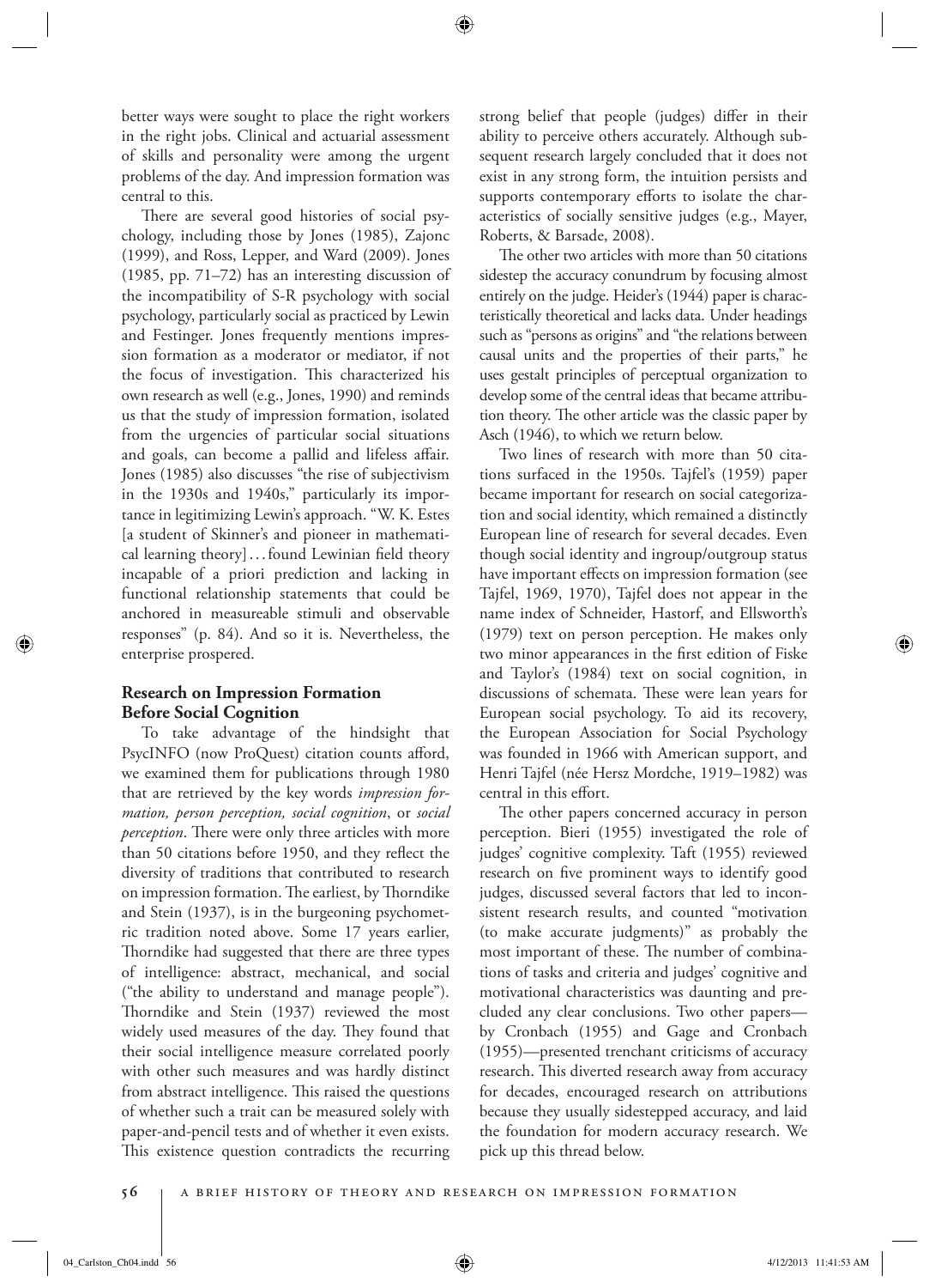better ways were sought to place the right workers in the right jobs. Clinical and actuarial assessment of skills and personality were among the urgent problems of the day. And impression formation was central to this.

There are several good histories of social psychology, including those by Jones (1985), Zajonc (1999), and Ross, Lepper, and Ward (2009). Jones (1985, pp. 71–72) has an interesting discussion of the incompatibility of S-R psychology with social psychology, particularly social as practiced by Lewin and Festinger. Jones frequently mentions impression formation as a moderator or mediator, if not the focus of investigation. This characterized his own research as well (e.g., Jones, 1990) and reminds us that the study of impression formation, isolated from the urgencies of particular social situations and goals, can become a pallid and lifeless affair. Jones (1985) also discusses "the rise of subjectivism in the 1930s and 1940s," particularly its importance in legitimizing Lewin's approach. "W. K. Estes [a student of Skinner's and pioneer in mathematical learning theory] . . . found Lewinian field theory incapable of a priori prediction and lacking in functional relationship statements that could be anchored in measureable stimuli and observable responses" (p. 84). And so it is. Nevertheless, the enterprise prospered.

## Research on Impression Formation Before Social Cognition

To take advantage of the hindsight that PsycINFO (now ProQuest) citation counts afford, we examined them for publications through 1980 that are retrieved by the key words *impression formation, person perception, social cognition*, or *social perception*. There were only three articles with more than 50 citations before 1950, and they reflect the diversity of traditions that contributed to research on impression formation. The earliest, by Thorndike and Stein (1937), is in the burgeoning psychometric tradition noted above. Some 17 years earlier, Thorndike had suggested that there are three types of intelligence: abstract, mechanical, and social ("the ability to understand and manage people"). Thorndike and Stein (1937) reviewed the most widely used measures of the day. They found that their social intelligence measure correlated poorly with other such measures and was hardly distinct from abstract intelligence. This raised the questions of whether such a trait can be measured solely with paper-and-pencil tests and of whether it even exists. This existence question contradicts the recurring strong belief that people (judges) differ in their ability to perceive others accurately. Although subsequent research largely concluded that it does not exist in any strong form, the intuition persists and supports contemporary efforts to isolate the characteristics of socially sensitive judges (e.g., Mayer, Roberts, & Barsade, 2008).

The other two articles with more than 50 citations sidestep the accuracy conundrum by focusing almost entirely on the judge. Heider's (1944) paper is characteristically theoretical and lacks data. Under headings such as "persons as origins" and "the relations between causal units and the properties of their parts," he uses gestalt principles of perceptual organization to develop some of the central ideas that became attribution theory. The other article was the classic paper by Asch (1946), to which we return below.

Two lines of research with more than 50 citations surfaced in the 1950s. Tajfel's (1959) paper became important for research on social categorization and social identity, which remained a distinctly European line of research for several decades. Even though social identity and ingroup/outgroup status have important effects on impression formation (see Tajfel, 1969, 1970), Tajfel does not appear in the name index of Schneider, Hastorf, and Ellsworth's (1979) text on person perception. He makes only two minor appearances in the first edition of Fiske and Taylor's (1984) text on social cognition, in discussions of schemata. These were lean years for European social psychology. To aid its recovery, the European Association for Social Psychology was founded in 1966 with American support, and Henri Tajfel (née Hersz Mordche, 1919–1982) was central in this effort.

The other papers concerned accuracy in person perception. Bieri (1955) investigated the role of judges' cognitive complexity. Taft (1955) reviewed research on five prominent ways to identify good judges, discussed several factors that led to inconsistent research results, and counted "motivation (to make accurate judgments)" as probably the most important of these. The number of combinations of tasks and criteria and judges' cognitive and motivational characteristics was daunting and precluded any clear conclusions. Two other papers—by Cronbach (1955) and Gage and Cronbach (1955)—presented trenchant criticisms of accuracy research. This diverted research away from accuracy for decades, encouraged research on attributions because they usually sidestepped accuracy, and laid the foundation for modern accuracy research. We pick up this thread below.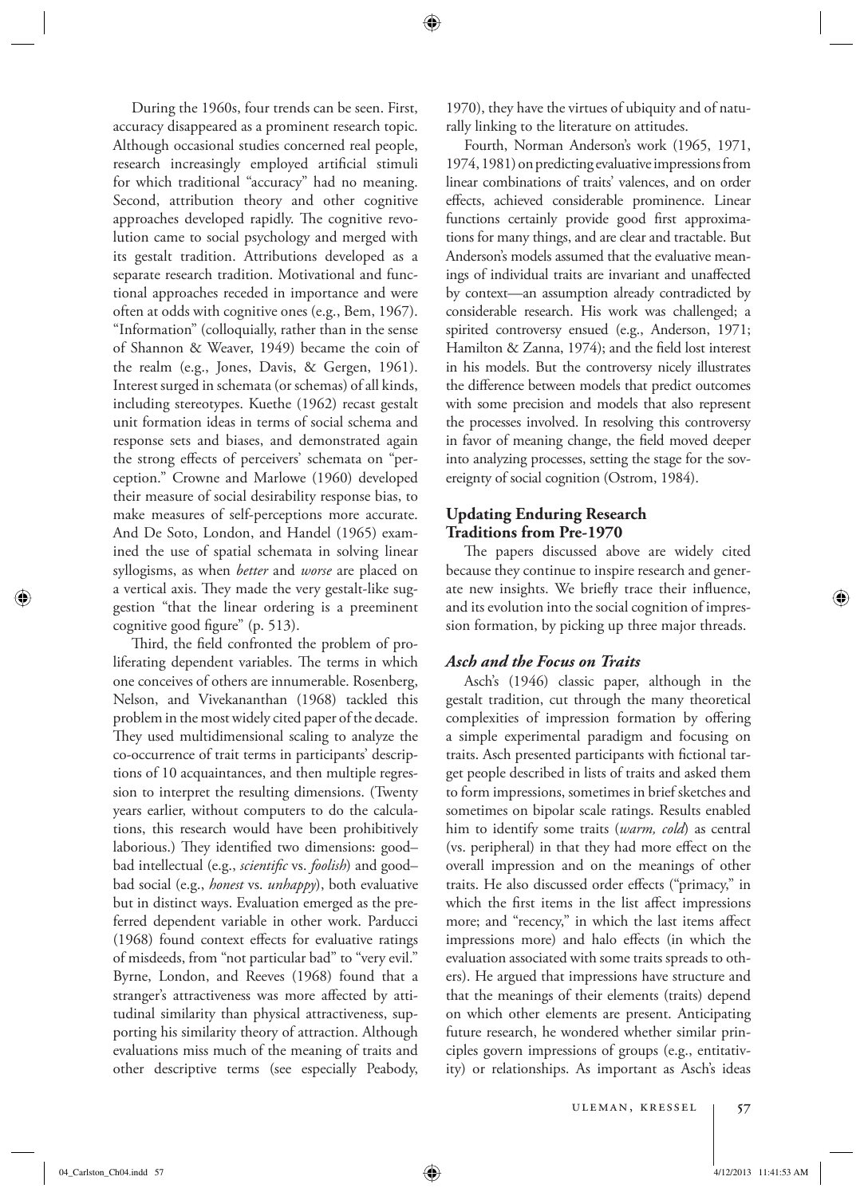During the 1960s, four trends can be seen. First, accuracy disappeared as a prominent research topic. Although occasional studies concerned real people, research increasingly employed artificial stimuli for which traditional "accuracy" had no meaning. Second, attribution theory and other cognitive approaches developed rapidly. The cognitive revolution came to social psychology and merged with its gestalt tradition. Attributions developed as a separate research tradition. Motivational and functional approaches receded in importance and were often at odds with cognitive ones (e.g., Bem, 1967). "Information" (colloquially, rather than in the sense of Shannon & Weaver, 1949) became the coin of the realm (e.g., Jones, Davis, & Gergen, 1961). Interest surged in schemata (or schemas) of all kinds, including stereotypes. Kuethe (1962) recast gestalt unit formation ideas in terms of social schema and response sets and biases, and demonstrated again the strong effects of perceivers' schemata on "perception." Crowne and Marlowe (1960) developed their measure of social desirability response bias, to make measures of self-perceptions more accurate. And De Soto, London, and Handel (1965) examined the use of spatial schemata in solving linear syllogisms, as when *better* and *worse* are placed on a vertical axis. They made the very gestalt-like suggestion "that the linear ordering is a preeminent cognitive good figure" (p. 513).

Third, the field confronted the problem of proliferating dependent variables. The terms in which one conceives of others are innumerable. Rosenberg, Nelson, and Vivekananthan (1968) tackled this problem in the most widely cited paper of the decade. They used multidimensional scaling to analyze the co-occurrence of trait terms in participants' descriptions of 10 acquaintances, and then multiple regression to interpret the resulting dimensions. (Twenty years earlier, without computers to do the calculations, this research would have been prohibitively laborious.) They identified two dimensions: good–bad intellectual (e.g., *scientific* vs. *foolish*) and good–bad social (e.g., *honest* vs. *unhappy*), both evaluative but in distinct ways. Evaluation emerged as the preferred dependent variable in other work. Parducci (1968) found context effects for evaluative ratings of misdeeds, from "not particular bad" to "very evil." Byrne, London, and Reeves (1968) found that a stranger's attractiveness was more affected by attitudinal similarity than physical attractiveness, supporting his similarity theory of attraction. Although evaluations miss much of the meaning of traits and other descriptive terms (see especially Peabody, 1970), they have the virtues of ubiquity and of naturally linking to the literature on attitudes.

Fourth, Norman Anderson's work (1965, 1971, 1974, 1981) on predicting evaluative impressions from linear combinations of traits' valences, and on order effects, achieved considerable prominence. Linear functions certainly provide good first approximations for many things, and are clear and tractable. But Anderson's models assumed that the evaluative meanings of individual traits are invariant and unaffected by context—an assumption already contradicted by considerable research. His work was challenged; a spirited controversy ensued (e.g., Anderson, 1971; Hamilton & Zanna, 1974); and the field lost interest in his models. But the controversy nicely illustrates the difference between models that predict outcomes with some precision and models that also represent the processes involved. In resolving this controversy in favor of meaning change, the field moved deeper into analyzing processes, setting the stage for the sovereignty of social cognition (Ostrom, 1984).

## Updating Enduring Research Traditions from Pre-1970

The papers discussed above are widely cited because they continue to inspire research and generate new insights. We briefly trace their influence, and its evolution into the social cognition of impression formation, by picking up three major threads.

### *Asch and the Focus on Traits*

Asch's (1946) classic paper, although in the gestalt tradition, cut through the many theoretical complexities of impression formation by offering a simple experimental paradigm and focusing on traits. Asch presented participants with fictional target people described in lists of traits and asked them to form impressions, sometimes in brief sketches and sometimes on bipolar scale ratings. Results enabled him to identify some traits (*warm, cold*) as central (vs. peripheral) in that they had more effect on the overall impression and on the meanings of other traits. He also discussed order effects ("primacy," in which the first items in the list affect impressions more; and "recency," in which the last items affect impressions more) and halo effects (in which the evaluation associated with some traits spreads to others). He argued that impressions have structure and that the meanings of their elements (traits) depend on which other elements are present. Anticipating future research, he wondered whether similar principles govern impressions of groups (e.g., entitativity) or relationships. As important as Asch's ideas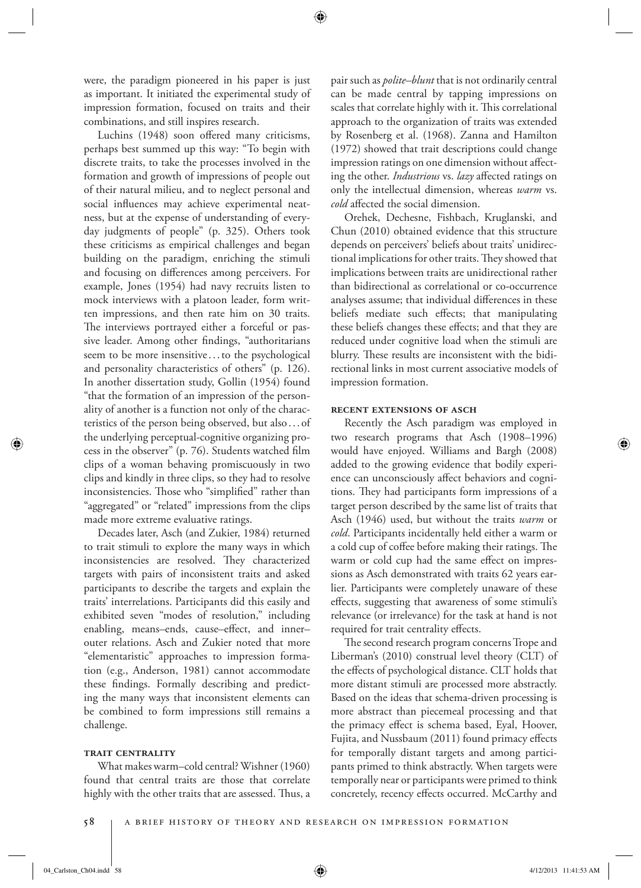were, the paradigm pioneered in his paper is just as important. It initiated the experimental study of impression formation, focused on traits and their combinations, and still inspires research.

Luchins (1948) soon offered many criticisms, perhaps best summed up this way: "To begin with discrete traits, to take the processes involved in the formation and growth of impressions of people out of their natural milieu, and to neglect personal and social influences may achieve experimental neatness, but at the expense of understanding of everyday judgments of people" (p. 325). Others took these criticisms as empirical challenges and began building on the paradigm, enriching the stimuli and focusing on differences among perceivers. For example, Jones (1954) had navy recruits listen to mock interviews with a platoon leader, form written impressions, and then rate him on 30 traits. The interviews portrayed either a forceful or passive leader. Among other findings, "authoritarians seem to be more insensitive . . . to the psychological and personality characteristics of others" (p. 126). In another dissertation study, Gollin (1954) found "that the formation of an impression of the personality of another is a function not only of the characteristics of the person being observed, but also . . . of the underlying perceptual-cognitive organizing process in the observer" (p. 76). Students watched film clips of a woman behaving promiscuously in two clips and kindly in three clips, so they had to resolve inconsistencies. Those who "simplified" rather than "aggregated" or "related" impressions from the clips made more extreme evaluative ratings.

Decades later, Asch (and Zukier, 1984) returned to trait stimuli to explore the many ways in which inconsistencies are resolved. They characterized targets with pairs of inconsistent traits and asked participants to describe the targets and explain the traits' interrelations. Participants did this easily and exhibited seven "modes of resolution," including enabling, means–ends, cause–effect, and inner–outer relations. Asch and Zukier noted that more "elementaristic" approaches to impression formation (e.g., Anderson, 1981) cannot accommodate these findings. Formally describing and predicting the many ways that inconsistent elements can be combined to form impressions still remains a challenge.

### Trait Centrality

What makes warm–cold central? Wishner (1960) found that central traits are those that correlate highly with the other traits that are assessed. Thus, a pair such as *polite–blunt* that is not ordinarily central can be made central by tapping impressions on scales that correlate highly with it. This correlational approach to the organization of traits was extended by Rosenberg et al. (1968). Zanna and Hamilton (1972) showed that trait descriptions could change impression ratings on one dimension without affecting the other. *Industrious* vs. *lazy* affected ratings on only the intellectual dimension, whereas *warm* vs. *cold* affected the social dimension.

Orehek, Dechesne, Fishbach, Kruglanski, and Chun (2010) obtained evidence that this structure depends on perceivers' beliefs about traits' unidirectional implications for other traits. They showed that implications between traits are unidirectional rather than bidirectional as correlational or co-occurrence analyses assume; that individual differences in these beliefs mediate such effects; that manipulating these beliefs changes these effects; and that they are reduced under cognitive load when the stimuli are blurry. These results are inconsistent with the bidirectional links in most current associative models of impression formation.

### Recent Extensions of Asch

Recently the Asch paradigm was employed in two research programs that Asch (1908–1996) would have enjoyed. Williams and Bargh (2008) added to the growing evidence that bodily experience can unconsciously affect behaviors and cognitions. They had participants form impressions of a target person described by the same list of traits that Asch (1946) used, but without the traits *warm* or *cold*. Participants incidentally held either a warm or a cold cup of coffee before making their ratings. The warm or cold cup had the same effect on impressions as Asch demonstrated with traits 62 years earlier. Participants were completely unaware of these effects, suggesting that awareness of some stimuli's relevance (or irrelevance) for the task at hand is not required for trait centrality effects.

The second research program concerns Trope and Liberman's (2010) construal level theory (CLT) of the effects of psychological distance. CLT holds that more distant stimuli are processed more abstractly. Based on the ideas that schema-driven processing is more abstract than piecemeal processing and that the primacy effect is schema based, Eyal, Hoover, Fujita, and Nussbaum (2011) found primacy effects for temporally distant targets and among participants primed to think abstractly. When targets were temporally near or participants were primed to think concretely, recency effects occurred. McCarthy and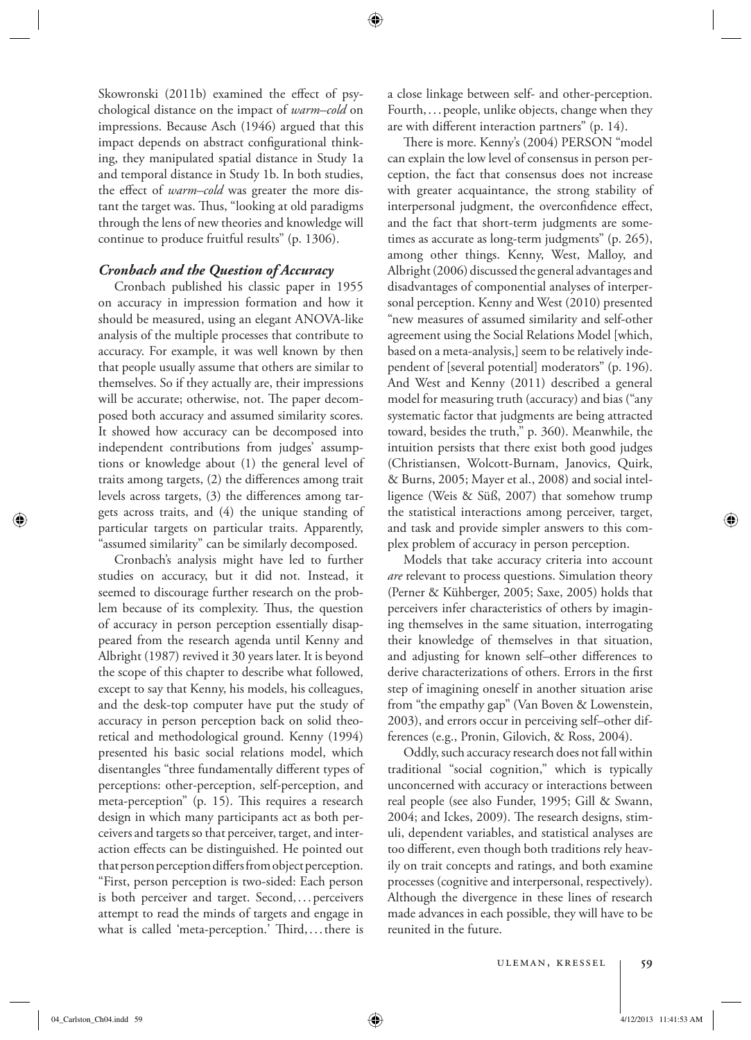Skowronski (2011b) examined the effect of psychological distance on the impact of *warm–cold* on impressions. Because Asch (1946) argued that this impact depends on abstract configurational thinking, they manipulated spatial distance in Study 1a and temporal distance in Study 1b. In both studies, the effect of *warm–cold* was greater the more distant the target was. Thus, "looking at old paradigms through the lens of new theories and knowledge will continue to produce fruitful results" (p. 1306).

### *Cronbach and the Question of Accuracy*

Cronbach published his classic paper in 1955 on accuracy in impression formation and how it should be measured, using an elegant ANOVA-like analysis of the multiple processes that contribute to accuracy. For example, it was well known by then that people usually assume that others are similar to themselves. So if they actually are, their impressions will be accurate; otherwise, not. The paper decomposed both accuracy and assumed similarity scores. It showed how accuracy can be decomposed into independent contributions from judges' assumptions or knowledge about (1) the general level of traits among targets, (2) the differences among trait levels across targets, (3) the differences among targets across traits, and (4) the unique standing of particular targets on particular traits. Apparently, "assumed similarity" can be similarly decomposed.

Cronbach's analysis might have led to further studies on accuracy, but it did not. Instead, it seemed to discourage further research on the problem because of its complexity. Thus, the question of accuracy in person perception essentially disappeared from the research agenda until Kenny and Albright (1987) revived it 30 years later. It is beyond the scope of this chapter to describe what followed, except to say that Kenny, his models, his colleagues, and the desk-top computer have put the study of accuracy in person perception back on solid theoretical and methodological ground. Kenny (1994) presented his basic social relations model, which disentangles "three fundamentally different types of perceptions: other-perception, self-perception, and meta-perception" (p. 15). This requires a research design in which many participants act as both perceivers and targets so that perceiver, target, and interaction effects can be distinguished. He pointed out that person perception differs from object perception. "First, person perception is two-sided: Each person is both perceiver and target. Second, . . . perceivers attempt to read the minds of targets and engage in what is called 'meta-perception.' Third, . . . there is a close linkage between self- and other-perception. Fourth, . . . people, unlike objects, change when they are with different interaction partners" (p. 14).

There is more. Kenny's (2004) PERSON "model can explain the low level of consensus in person perception, the fact that consensus does not increase with greater acquaintance, the strong stability of interpersonal judgment, the overconfidence effect, and the fact that short-term judgments are sometimes as accurate as long-term judgments" (p. 265), among other things. Kenny, West, Malloy, and Albright (2006) discussed the general advantages and disadvantages of componential analyses of interpersonal perception. Kenny and West (2010) presented "new measures of assumed similarity and self-other agreement using the Social Relations Model [which, based on a meta-analysis,] seem to be relatively independent of [several potential] moderators" (p. 196). And West and Kenny (2011) described a general model for measuring truth (accuracy) and bias ("any systematic factor that judgments are being attracted toward, besides the truth," p. 360). Meanwhile, the intuition persists that there exist both good judges (Christiansen, Wolcott-Burnam, Janovics, Quirk, & Burns, 2005; Mayer et al., 2008) and social intelligence (Weis & Süß, 2007) that somehow trump the statistical interactions among perceiver, target, and task and provide simpler answers to this complex problem of accuracy in person perception.

Models that take accuracy criteria into account *are* relevant to process questions. Simulation theory (Perner & Kühberger, 2005; Saxe, 2005) holds that perceivers infer characteristics of others by imagining themselves in the same situation, interrogating their knowledge of themselves in that situation, and adjusting for known self–other differences to derive characterizations of others. Errors in the first step of imagining oneself in another situation arise from "the empathy gap" (Van Boven & Lowenstein, 2003), and errors occur in perceiving self–other differences (e.g., Pronin, Gilovich, & Ross, 2004).

Oddly, such accuracy research does not fall within traditional "social cognition," which is typically unconcerned with accuracy or interactions between real people (see also Funder, 1995; Gill & Swann, 2004; and Ickes, 2009). The research designs, stimuli, dependent variables, and statistical analyses are too different, even though both traditions rely heavily on trait concepts and ratings, and both examine processes (cognitive and interpersonal, respectively). Although the divergence in these lines of research made advances in each possible, they will have to be reunited in the future.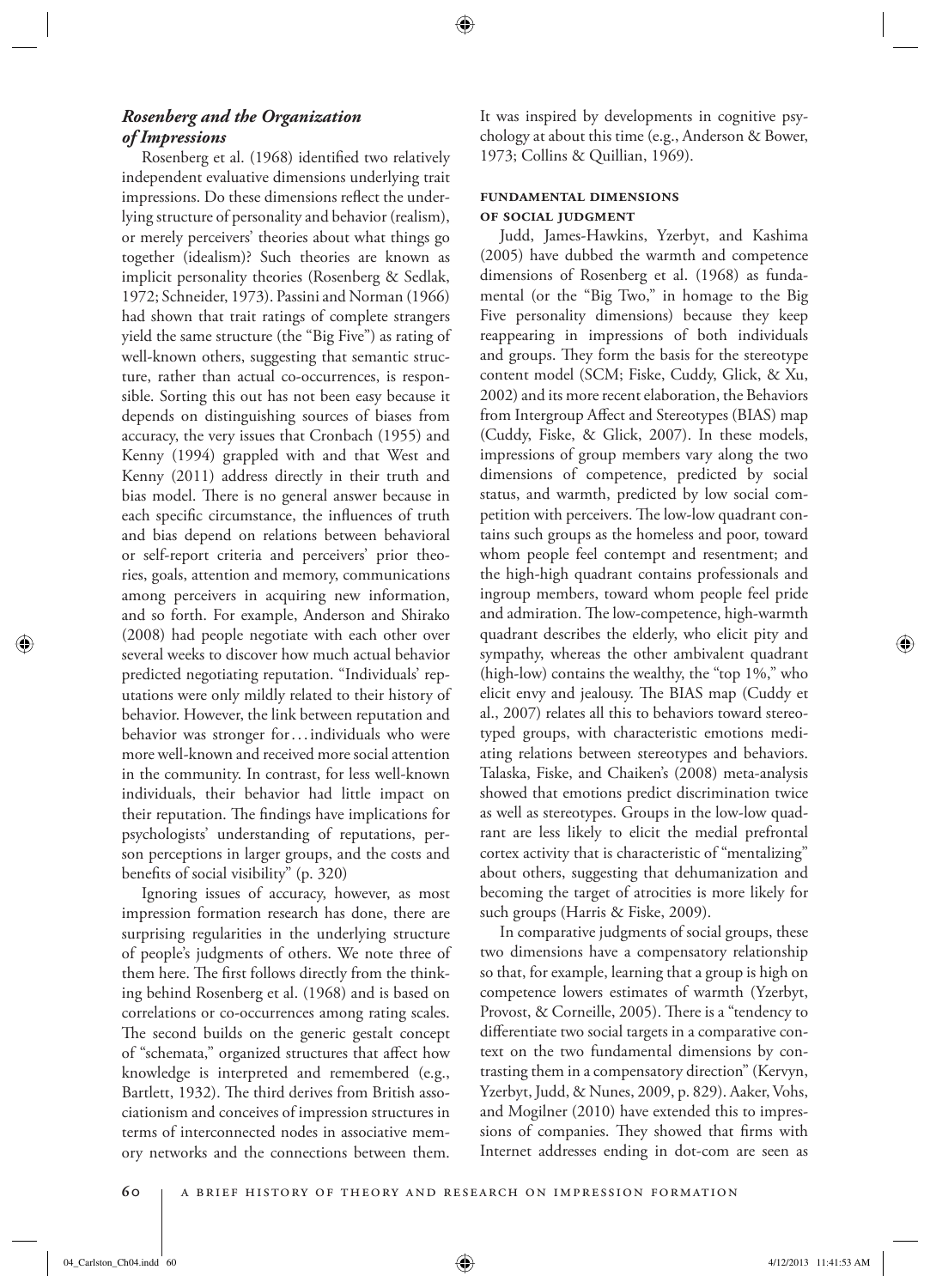### *Rosenberg and the Organization of Impressions*

Rosenberg et al. (1968) identified two relatively independent evaluative dimensions underlying trait impressions. Do these dimensions reflect the underlying structure of personality and behavior (realism), or merely perceivers' theories about what things go together (idealism)? Such theories are known as implicit personality theories (Rosenberg & Sedlak, 1972; Schneider, 1973). Passini and Norman (1966) had shown that trait ratings of complete strangers yield the same structure (the "Big Five") as rating of well-known others, suggesting that semantic structure, rather than actual co-occurrences, is responsible. Sorting this out has not been easy because it depends on distinguishing sources of biases from accuracy, the very issues that Cronbach (1955) and Kenny (1994) grappled with and that West and Kenny (2011) address directly in their truth and bias model. There is no general answer because in each specific circumstance, the influences of truth and bias depend on relations between behavioral or self-report criteria and perceivers' prior theories, goals, attention and memory, communications among perceivers in acquiring new information, and so forth. For example, Anderson and Shirako (2008) had people negotiate with each other over several weeks to discover how much actual behavior predicted negotiating reputation. "Individuals' reputations were only mildly related to their history of behavior. However, the link between reputation and behavior was stronger for…individuals who were more well-known and received more social attention in the community. In contrast, for less well-known individuals, their behavior had little impact on their reputation. The findings have implications for psychologists' understanding of reputations, person perceptions in larger groups, and the costs and benefits of social visibility" (p. 320)

Ignoring issues of accuracy, however, as most impression formation research has done, there are surprising regularities in the underlying structure of people's judgments of others. We note three of them here. The first follows directly from the thinking behind Rosenberg et al. (1968) and is based on correlations or co-occurrences among rating scales. The second builds on the generic gestalt concept of "schemata," organized structures that affect how knowledge is interpreted and remembered (e.g., Bartlett, 1932). The third derives from British associationism and conceives of impression structures in terms of interconnected nodes in associative memory networks and the connections between them. It was inspired by developments in cognitive psychology at about this time (e.g., Anderson & Bower, 1973; Collins & Quillian, 1969).

#### FUNDAMENTAL DIMENSIONS OF SOCIAL JUDGMENT

Judd, James-Hawkins, Yzerbyt, and Kashima (2005) have dubbed the warmth and competence dimensions of Rosenberg et al. (1968) as fundamental (or the "Big Two," in homage to the Big Five personality dimensions) because they keep reappearing in impressions of both individuals and groups. They form the basis for the stereotype content model (SCM; Fiske, Cuddy, Glick, & Xu, 2002) and its more recent elaboration, the Behaviors from Intergroup Affect and Stereotypes (BIAS) map (Cuddy, Fiske, & Glick, 2007). In these models, impressions of group members vary along the two dimensions of competence, predicted by social status, and warmth, predicted by low social competition with perceivers. The low-low quadrant contains such groups as the homeless and poor, toward whom people feel contempt and resentment; and the high-high quadrant contains professionals and ingroup members, toward whom people feel pride and admiration. The low-competence, high-warmth quadrant describes the elderly, who elicit pity and sympathy, whereas the other ambivalent quadrant (high-low) contains the wealthy, the "top 1%," who elicit envy and jealousy. The BIAS map (Cuddy et al., 2007) relates all this to behaviors toward stereotyped groups, with characteristic emotions mediating relations between stereotypes and behaviors. Talaska, Fiske, and Chaiken's (2008) meta-analysis showed that emotions predict discrimination twice as well as stereotypes. Groups in the low-low quadrant are less likely to elicit the medial prefrontal cortex activity that is characteristic of "mentalizing" about others, suggesting that dehumanization and becoming the target of atrocities is more likely for such groups (Harris & Fiske, 2009).

In comparative judgments of social groups, these two dimensions have a compensatory relationship so that, for example, learning that a group is high on competence lowers estimates of warmth (Yzerbyt, Provost, & Corneille, 2005). There is a "tendency to differentiate two social targets in a comparative context on the two fundamental dimensions by contrasting them in a compensatory direction" (Kervyn, Yzerbyt, Judd, & Nunes, 2009, p. 829). Aaker, Vohs, and Mogilner (2010) have extended this to impressions of companies. They showed that firms with Internet addresses ending in dot-com are seen as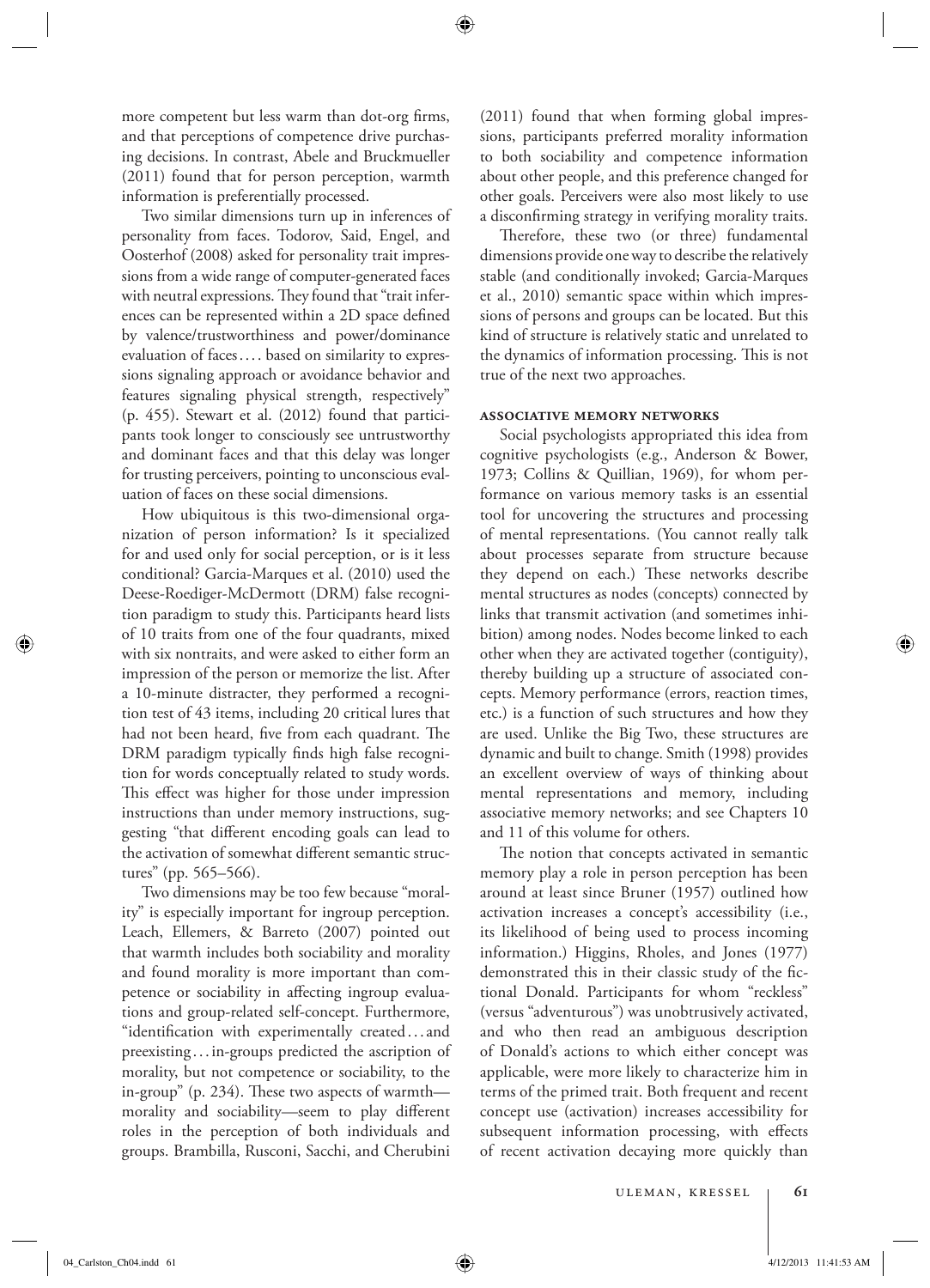more competent but less warm than dot-org firms, and that perceptions of competence drive purchasing decisions. In contrast, Abele and Bruckmueller (2011) found that for person perception, warmth information is preferentially processed.

Two similar dimensions turn up in inferences of personality from faces. Todorov, Said, Engel, and Oosterhof (2008) asked for personality trait impressions from a wide range of computer-generated faces with neutral expressions. They found that "trait inferences can be represented within a 2D space defined by valence/trustworthiness and power/dominance evaluation of faces.... based on similarity to expressions signaling approach or avoidance behavior and features signaling physical strength, respectively" (p. 455). Stewart et al. (2012) found that participants took longer to consciously see untrustworthy and dominant faces and that this delay was longer for trusting perceivers, pointing to unconscious evaluation of faces on these social dimensions.

How ubiquitous is this two-dimensional organization of person information? Is it specialized for and used only for social perception, or is it less conditional? Garcia-Marques et al. (2010) used the Deese-Roediger-McDermott (DRM) false recognition paradigm to study this. Participants heard lists of 10 traits from one of the four quadrants, mixed with six nontraits, and were asked to either form an impression of the person or memorize the list. After a 10-minute distracter, they performed a recognition test of 43 items, including 20 critical lures that had not been heard, five from each quadrant. The DRM paradigm typically finds high false recognition for words conceptually related to study words. This effect was higher for those under impression instructions than under memory instructions, suggesting "that different encoding goals can lead to the activation of somewhat different semantic structures" (pp. 565–566).

Two dimensions may be too few because "morality" is especially important for ingroup perception. Leach, Ellemers, & Barreto (2007) pointed out that warmth includes both sociability and morality and found morality is more important than competence or sociability in affecting ingroup evaluations and group-related self-concept. Furthermore, "identification with experimentally created...and preexisting...in-groups predicted the ascription of morality, but not competence or sociability, to the in-group" (p. 234). These two aspects of warmth—morality and sociability—seem to play different roles in the perception of both individuals and groups. Brambilla, Rusconi, Sacchi, and Cherubini (2011) found that when forming global impressions, participants preferred morality information to both sociability and competence information about other people, and this preference changed for other goals. Perceivers were also most likely to use a disconfirming strategy in verifying morality traits.

Therefore, these two (or three) fundamental dimensions provide one way to describe the relatively stable (and conditionally invoked; Garcia-Marques et al., 2010) semantic space within which impressions of persons and groups can be located. But this kind of structure is relatively static and unrelated to the dynamics of information processing. This is not true of the next two approaches.

### Associative Memory Networks

Social psychologists appropriated this idea from cognitive psychologists (e.g., Anderson & Bower, 1973; Collins & Quillian, 1969), for whom performance on various memory tasks is an essential tool for uncovering the structures and processing of mental representations. (You cannot really talk about processes separate from structure because they depend on each.) These networks describe mental structures as nodes (concepts) connected by links that transmit activation (and sometimes inhibition) among nodes. Nodes become linked to each other when they are activated together (contiguity), thereby building up a structure of associated concepts. Memory performance (errors, reaction times, etc.) is a function of such structures and how they are used. Unlike the Big Two, these structures are dynamic and built to change. Smith (1998) provides an excellent overview of ways of thinking about mental representations and memory, including associative memory networks; and see Chapters 10 and 11 of this volume for others.

The notion that concepts activated in semantic memory play a role in person perception has been around at least since Bruner (1957) outlined how activation increases a concept's accessibility (i.e., its likelihood of being used to process incoming information.) Higgins, Rholes, and Jones (1977) demonstrated this in their classic study of the fictional Donald. Participants for whom "reckless" (versus "adventurous") was unobtrusively activated, and who then read an ambiguous description of Donald's actions to which either concept was applicable, were more likely to characterize him in terms of the primed trait. Both frequent and recent concept use (activation) increases accessibility for subsequent information processing, with effects of recent activation decaying more quickly than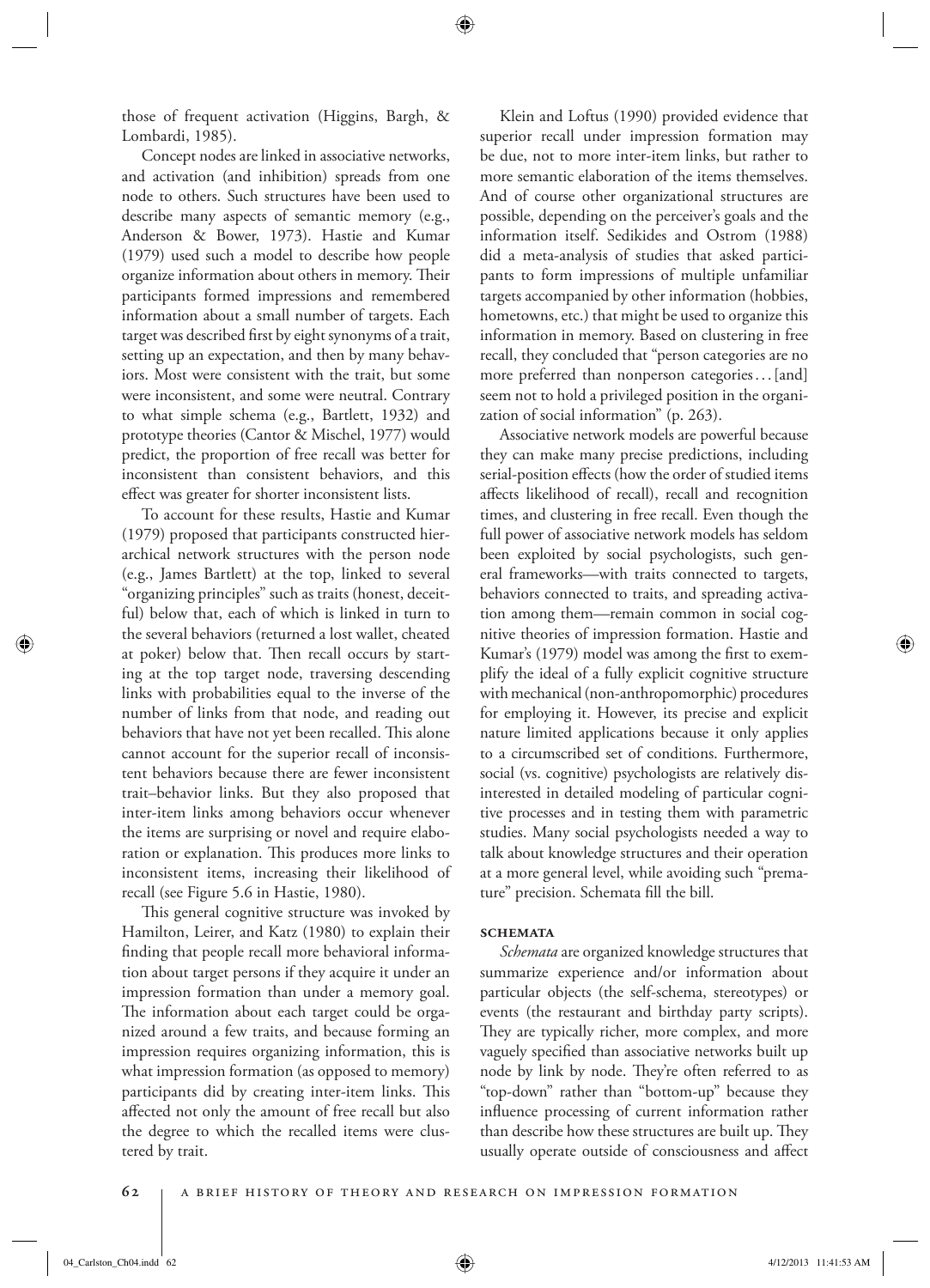those of frequent activation (Higgins, Bargh, & Lombardi, 1985).

Concept nodes are linked in associative networks, and activation (and inhibition) spreads from one node to others. Such structures have been used to describe many aspects of semantic memory (e.g., Anderson & Bower, 1973). Hastie and Kumar (1979) used such a model to describe how people organize information about others in memory. Their participants formed impressions and remembered information about a small number of targets. Each target was described first by eight synonyms of a trait, setting up an expectation, and then by many behaviors. Most were consistent with the trait, but some were inconsistent, and some were neutral. Contrary to what simple schema (e.g., Bartlett, 1932) and prototype theories (Cantor & Mischel, 1977) would predict, the proportion of free recall was better for inconsistent than consistent behaviors, and this effect was greater for shorter inconsistent lists.

To account for these results, Hastie and Kumar (1979) proposed that participants constructed hierarchical network structures with the person node (e.g., James Bartlett) at the top, linked to several "organizing principles" such as traits (honest, deceitful) below that, each of which is linked in turn to the several behaviors (returned a lost wallet, cheated at poker) below that. Then recall occurs by starting at the top target node, traversing descending links with probabilities equal to the inverse of the number of links from that node, and reading out behaviors that have not yet been recalled. This alone cannot account for the superior recall of inconsistent behaviors because there are fewer inconsistent trait–behavior links. But they also proposed that inter-item links among behaviors occur whenever the items are surprising or novel and require elaboration or explanation. This produces more links to inconsistent items, increasing their likelihood of recall (see Figure 5.6 in Hastie, 1980).

This general cognitive structure was invoked by Hamilton, Leirer, and Katz (1980) to explain their finding that people recall more behavioral information about target persons if they acquire it under an impression formation than under a memory goal. The information about each target could be organized around a few traits, and because forming an impression requires organizing information, this is what impression formation (as opposed to memory) participants did by creating inter-item links. This affected not only the amount of free recall but also the degree to which the recalled items were clustered by trait.

Klein and Loftus (1990) provided evidence that superior recall under impression formation may be due, not to more inter-item links, but rather to more semantic elaboration of the items themselves. And of course other organizational structures are possible, depending on the perceiver's goals and the information itself. Sedikides and Ostrom (1988) did a meta-analysis of studies that asked participants to form impressions of multiple unfamiliar targets accompanied by other information (hobbies, hometowns, etc.) that might be used to organize this information in memory. Based on clustering in free recall, they concluded that "person categories are no more preferred than nonperson categories…[and] seem not to hold a privileged position in the organization of social information" (p. 263).

Associative network models are powerful because they can make many precise predictions, including serial-position effects (how the order of studied items affects likelihood of recall), recall and recognition times, and clustering in free recall. Even though the full power of associative network models has seldom been exploited by social psychologists, such general frameworks—with traits connected to targets, behaviors connected to traits, and spreading activation among them—remain common in social cognitive theories of impression formation. Hastie and Kumar's (1979) model was among the first to exemplify the ideal of a fully explicit cognitive structure with mechanical (non-anthropomorphic) procedures for employing it. However, its precise and explicit nature limited applications because it only applies to a circumscribed set of conditions. Furthermore, social (vs. cognitive) psychologists are relatively disinterested in detailed modeling of particular cognitive processes and in testing them with parametric studies. Many social psychologists needed a way to talk about knowledge structures and their operation at a more general level, while avoiding such "premature" precision. Schemata fill the bill.

### Schemata

*Schemata* are organized knowledge structures that summarize experience and/or information about particular objects (the self-schema, stereotypes) or events (the restaurant and birthday party scripts). They are typically richer, more complex, and more vaguely specified than associative networks built up node by link by node. They're often referred to as "top-down" rather than "bottom-up" because they influence processing of current information rather than describe how these structures are built up. They usually operate outside of consciousness and affect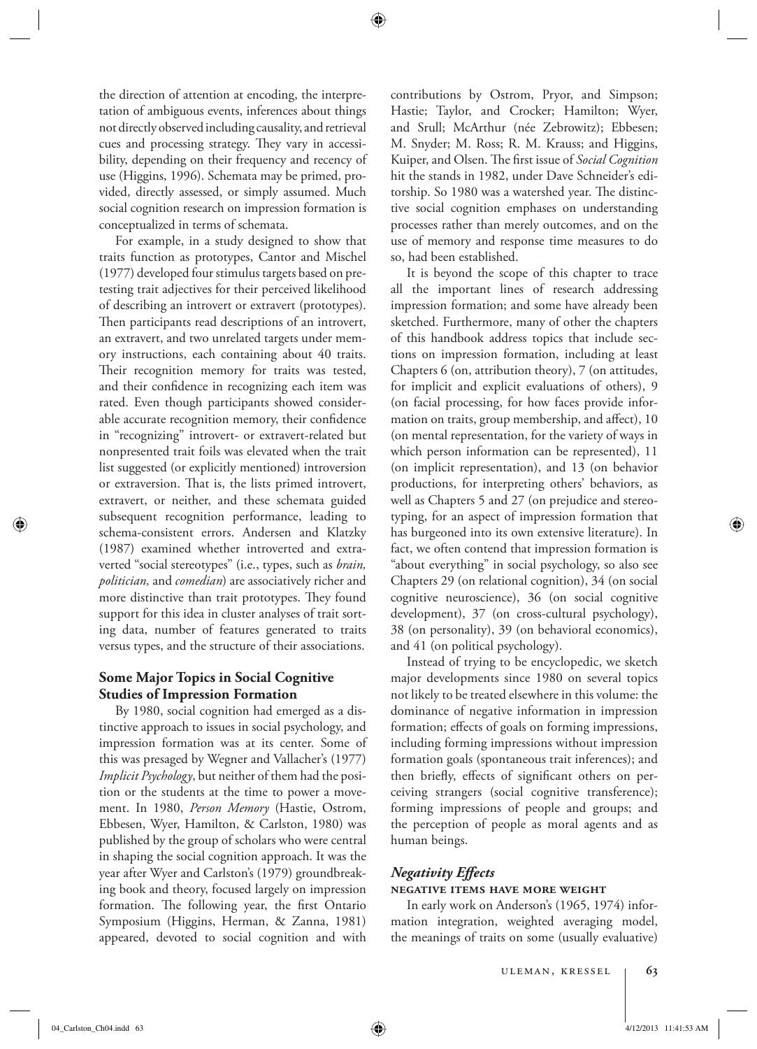the direction of attention at encoding, the interpretation of ambiguous events, inferences about things not directly observed including causality, and retrieval cues and processing strategy. They vary in accessibility, depending on their frequency and recency of use (Higgins, 1996). Schemata may be primed, provided, directly assessed, or simply assumed. Much social cognition research on impression formation is conceptualized in terms of schemata.

For example, in a study designed to show that traits function as prototypes, Cantor and Mischel (1977) developed four stimulus targets based on pretesting trait adjectives for their perceived likelihood of describing an introvert or extravert (prototypes). Then participants read descriptions of an introvert, an extravert, and two unrelated targets under memory instructions, each containing about 40 traits. Their recognition memory for traits was tested, and their confidence in recognizing each item was rated. Even though participants showed considerable accurate recognition memory, their confidence in "recognizing" introvert- or extravert-related but nonpresented trait foils was elevated when the trait list suggested (or explicitly mentioned) introversion or extraversion. That is, the lists primed introvert, extravert, or neither, and these schemata guided subsequent recognition performance, leading to schema-consistent errors. Andersen and Klatzky (1987) examined whether introverted and extraverted "social stereotypes" (i.e., types, such as *brain, politician,* and *comedian*) are associatively richer and more distinctive than trait prototypes. They found support for this idea in cluster analyses of trait sorting data, number of features generated to traits versus types, and the structure of their associations.

## Some Major Topics in Social Cognitive Studies of Impression Formation

By 1980, social cognition had emerged as a distinctive approach to issues in social psychology, and impression formation was at its center. Some of this was presaged by Wegner and Vallacher's (1977) *Implicit Psychology*, but neither of them had the position or the students at the time to power a movement. In 1980, *Person Memory* (Hastie, Ostrom, Ebbesen, Wyer, Hamilton, & Carlston, 1980) was published by the group of scholars who were central in shaping the social cognition approach. It was the year after Wyer and Carlston's (1979) groundbreaking book and theory, focused largely on impression formation. The following year, the first Ontario Symposium (Higgins, Herman, & Zanna, 1981) appeared, devoted to social cognition and with contributions by Ostrom, Pryor, and Simpson; Hastie; Taylor, and Crocker; Hamilton; Wyer, and Srull; McArthur (née Zebrowitz); Ebbesen; M. Snyder; M. Ross; R. M. Krauss; and Higgins, Kuiper, and Olsen. The first issue of *Social Cognition* hit the stands in 1982, under Dave Schneider's editorship. So 1980 was a watershed year. The distinctive social cognition emphases on understanding processes rather than merely outcomes, and on the use of memory and response time measures to do so, had been established.

It is beyond the scope of this chapter to trace all the important lines of research addressing impression formation; and some have already been sketched. Furthermore, many of other the chapters of this handbook address topics that include sections on impression formation, including at least Chapters 6 (on, attribution theory), 7 (on attitudes, for implicit and explicit evaluations of others), 9 (on facial processing, for how faces provide information on traits, group membership, and affect), 10 (on mental representation, for the variety of ways in which person information can be represented), 11 (on implicit representation), and 13 (on behavior productions, for interpreting others' behaviors, as well as Chapters 5 and 27 (on prejudice and stereotyping, for an aspect of impression formation that has burgeoned into its own extensive literature). In fact, we often contend that impression formation is "about everything" in social psychology, so also see Chapters 29 (on relational cognition), 34 (on social cognitive neuroscience), 36 (on social cognitive development), 37 (on cross-cultural psychology), 38 (on personality), 39 (on behavioral economics), and 41 (on political psychology).

Instead of trying to be encyclopedic, we sketch major developments since 1980 on several topics not likely to be treated elsewhere in this volume: the dominance of negative information in impression formation; effects of goals on forming impressions, including forming impressions without impression formation goals (spontaneous trait inferences); and then briefly, effects of significant others on perceiving strangers (social cognitive transference); forming impressions of people and groups; and the perception of people as moral agents and as human beings.

### *Negativity Effects*

#### NEGATIVE ITEMS HAVE MORE WEIGHT

In early work on Anderson's (1965, 1974) information integration, weighted averaging model, the meanings of traits on some (usually evaluative)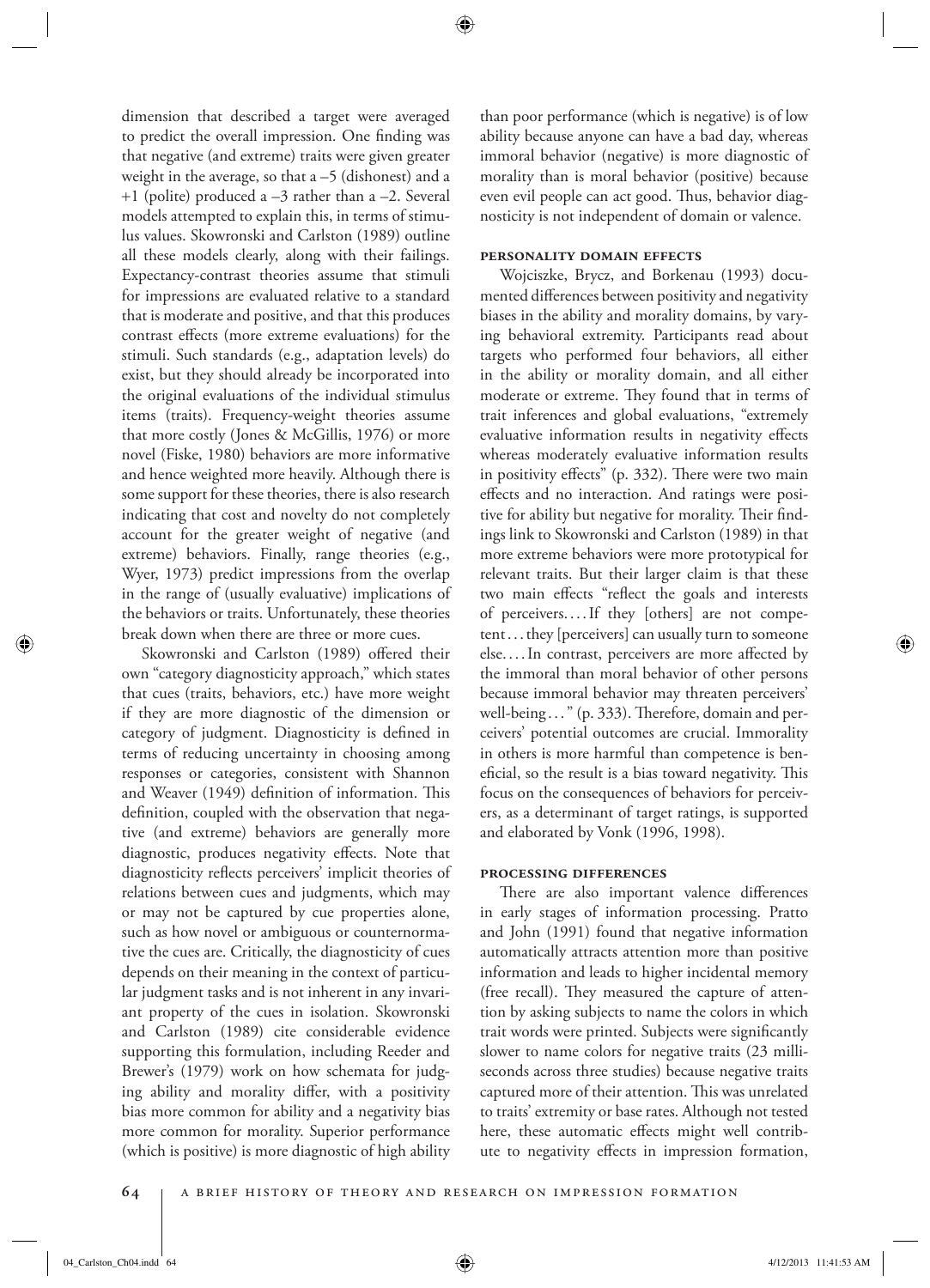dimension that described a target were averaged to predict the overall impression. One finding was that negative (and extreme) traits were given greater weight in the average, so that a –5 (dishonest) and a +1 (polite) produced a –3 rather than a –2. Several models attempted to explain this, in terms of stimulus values. Skowronski and Carlston (1989) outline all these models clearly, along with their failings. Expectancy-contrast theories assume that stimuli for impressions are evaluated relative to a standard that is moderate and positive, and that this produces contrast effects (more extreme evaluations) for the stimuli. Such standards (e.g., adaptation levels) do exist, but they should already be incorporated into the original evaluations of the individual stimulus items (traits). Frequency-weight theories assume that more costly (Jones & McGillis, 1976) or more novel (Fiske, 1980) behaviors are more informative and hence weighted more heavily. Although there is some support for these theories, there is also research indicating that cost and novelty do not completely account for the greater weight of negative (and extreme) behaviors. Finally, range theories (e.g., Wyer, 1973) predict impressions from the overlap in the range of (usually evaluative) implications of the behaviors or traits. Unfortunately, these theories break down when there are three or more cues.

Skowronski and Carlston (1989) offered their own "category diagnosticity approach," which states that cues (traits, behaviors, etc.) have more weight if they are more diagnostic of the dimension or category of judgment. Diagnosticity is defined in terms of reducing uncertainty in choosing among responses or categories, consistent with Shannon and Weaver (1949) definition of information. This definition, coupled with the observation that negative (and extreme) behaviors are generally more diagnostic, produces negativity effects. Note that diagnosticity reflects perceivers' implicit theories of relations between cues and judgments, which may or may not be captured by cue properties alone, such as how novel or ambiguous or counternormative the cues are. Critically, the diagnosticity of cues depends on their meaning in the context of particular judgment tasks and is not inherent in any invariant property of the cues in isolation. Skowronski and Carlston (1989) cite considerable evidence supporting this formulation, including Reeder and Brewer's (1979) work on how schemata for judging ability and morality differ, with a positivity bias more common for ability and a negativity bias more common for morality. Superior performance (which is positive) is more diagnostic of high ability than poor performance (which is negative) is of low ability because anyone can have a bad day, whereas immoral behavior (negative) is more diagnostic of morality than is moral behavior (positive) because even evil people can act good. Thus, behavior diagnosticity is not independent of domain or valence.

#### Personality Domain Effects

Wojciszke, Brycz, and Borkenau (1993) documented differences between positivity and negativity biases in the ability and morality domains, by varying behavioral extremity. Participants read about targets who performed four behaviors, all either in the ability or morality domain, and all either moderate or extreme. They found that in terms of trait inferences and global evaluations, "extremely evaluative information results in negativity effects whereas moderately evaluative information results in positivity effects" (p. 332). There were two main effects and no interaction. And ratings were positive for ability but negative for morality. Their findings link to Skowronski and Carlston (1989) in that more extreme behaviors were more prototypical for relevant traits. But their larger claim is that these two main effects "reflect the goals and interests of perceivers.... If they [others] are not competent... they [perceivers] can usually turn to someone else.... In contrast, perceivers are more affected by the immoral than moral behavior of other persons because immoral behavior may threaten perceivers' well-being..." (p. 333). Therefore, domain and perceivers' potential outcomes are crucial. Immorality in others is more harmful than competence is beneficial, so the result is a bias toward negativity. This focus on the consequences of behaviors for perceivers, as a determinant of target ratings, is supported and elaborated by Vonk (1996, 1998).

#### Processing Differences

There are also important valence differences in early stages of information processing. Pratto and John (1991) found that negative information automatically attracts attention more than positive information and leads to higher incidental memory (free recall). They measured the capture of attention by asking subjects to name the colors in which trait words were printed. Subjects were significantly slower to name colors for negative traits (23 milliseconds across three studies) because negative traits captured more of their attention. This was unrelated to traits' extremity or base rates. Although not tested here, these automatic effects might well contribute to negativity effects in impression formation,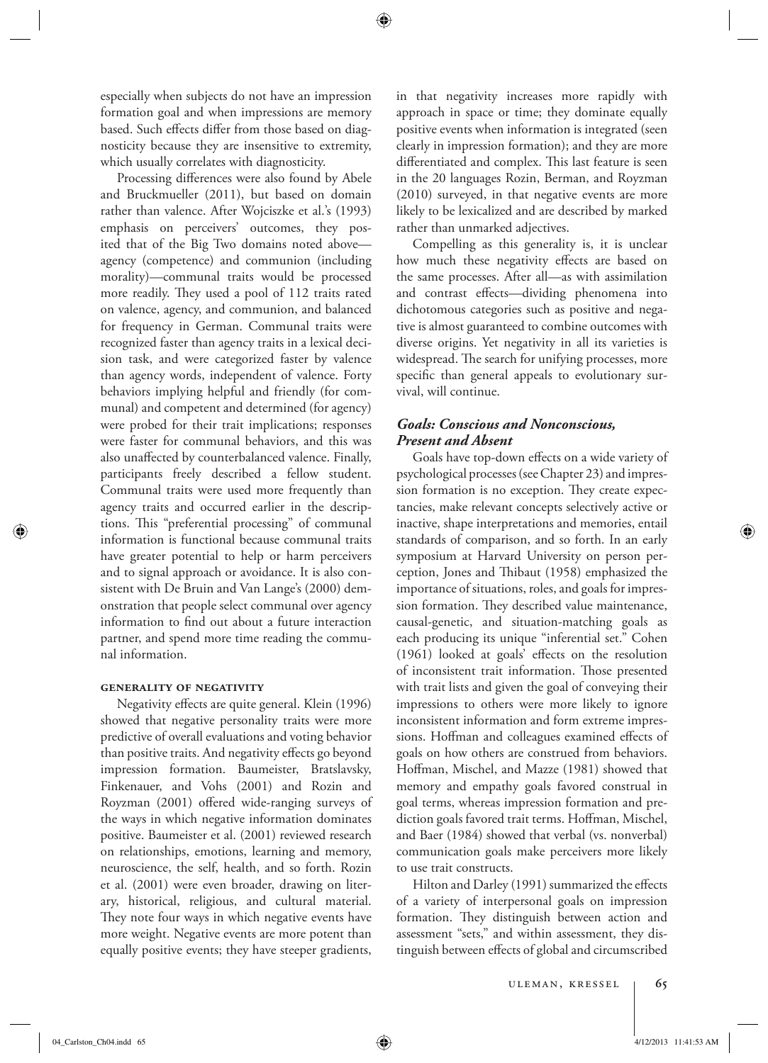especially when subjects do not have an impression formation goal and when impressions are memory based. Such effects differ from those based on diagnosticity because they are insensitive to extremity, which usually correlates with diagnosticity.

Processing differences were also found by Abele and Bruckmueller (2011), but based on domain rather than valence. After Wojciszke et al.'s (1993) emphasis on perceivers' outcomes, they posited that of the Big Two domains noted above—agency (competence) and communion (including morality)—communal traits would be processed more readily. They used a pool of 112 traits rated on valence, agency, and communion, and balanced for frequency in German. Communal traits were recognized faster than agency traits in a lexical decision task, and were categorized faster by valence than agency words, independent of valence. Forty behaviors implying helpful and friendly (for communal) and competent and determined (for agency) were probed for their trait implications; responses were faster for communal behaviors, and this was also unaffected by counterbalanced valence. Finally, participants freely described a fellow student. Communal traits were used more frequently than agency traits and occurred earlier in the descriptions. This "preferential processing" of communal information is functional because communal traits have greater potential to help or harm perceivers and to signal approach or avoidance. It is also consistent with De Bruin and Van Lange's (2000) demonstration that people select communal over agency information to find out about a future interaction partner, and spend more time reading the communal information.

#### Generality of Negativity

Negativity effects are quite general. Klein (1996) showed that negative personality traits were more predictive of overall evaluations and voting behavior than positive traits. And negativity effects go beyond impression formation. Baumeister, Bratslavsky, Finkenauer, and Vohs (2001) and Rozin and Royzman (2001) offered wide-ranging surveys of the ways in which negative information dominates positive. Baumeister et al. (2001) reviewed research on relationships, emotions, learning and memory, neuroscience, the self, health, and so forth. Rozin et al. (2001) were even broader, drawing on literary, historical, religious, and cultural material. They note four ways in which negative events have more weight. Negative events are more potent than equally positive events; they have steeper gradients, in that negativity increases more rapidly with approach in space or time; they dominate equally positive events when information is integrated (seen clearly in impression formation); and they are more differentiated and complex. This last feature is seen in the 20 languages Rozin, Berman, and Royzman (2010) surveyed, in that negative events are more likely to be lexicalized and are described by marked rather than unmarked adjectives.

Compelling as this generality is, it is unclear how much these negativity effects are based on the same processes. After all—as with assimilation and contrast effects—dividing phenomena into dichotomous categories such as positive and negative is almost guaranteed to combine outcomes with diverse origins. Yet negativity in all its varieties is widespread. The search for unifying processes, more specific than general appeals to evolutionary survival, will continue.

### *Goals: Conscious and Nonconscious, Present and Absent*

Goals have top-down effects on a wide variety of psychological processes (see Chapter 23) and impression formation is no exception. They create expectancies, make relevant concepts selectively active or inactive, shape interpretations and memories, entail standards of comparison, and so forth. In an early symposium at Harvard University on person perception, Jones and Thibaut (1958) emphasized the importance of situations, roles, and goals for impression formation. They described value maintenance, causal-genetic, and situation-matching goals as each producing its unique "inferential set." Cohen (1961) looked at goals' effects on the resolution of inconsistent trait information. Those presented with trait lists and given the goal of conveying their impressions to others were more likely to ignore inconsistent information and form extreme impressions. Hoffman and colleagues examined effects of goals on how others are construed from behaviors. Hoffman, Mischel, and Mazze (1981) showed that memory and empathy goals favored construal in goal terms, whereas impression formation and prediction goals favored trait terms. Hoffman, Mischel, and Baer (1984) showed that verbal (vs. nonverbal) communication goals make perceivers more likely to use trait constructs.

Hilton and Darley (1991) summarized the effects of a variety of interpersonal goals on impression formation. They distinguish between action and assessment "sets," and within assessment, they distinguish between effects of global and circumscribed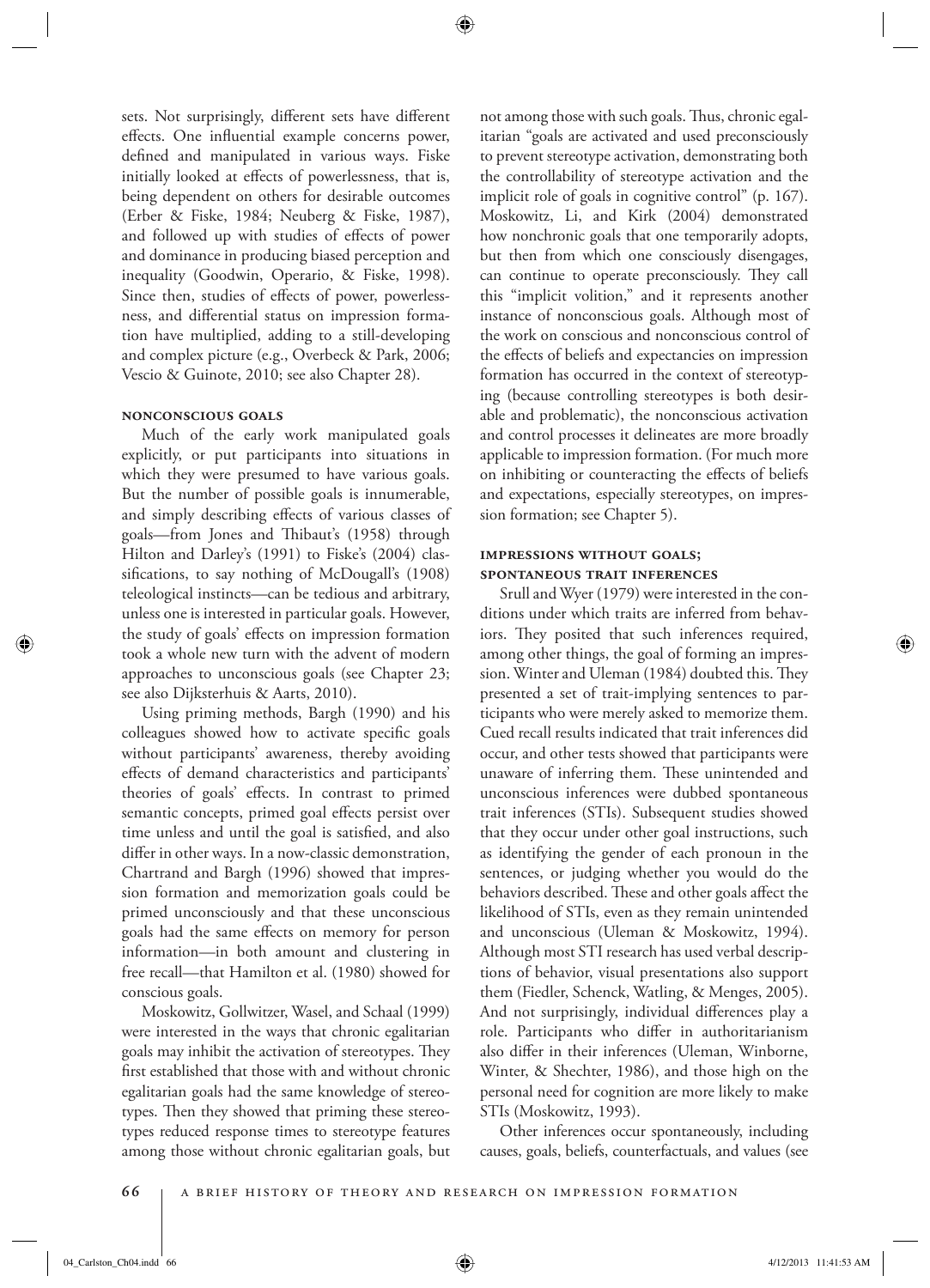sets. Not surprisingly, different sets have different effects. One influential example concerns power, defined and manipulated in various ways. Fiske initially looked at effects of powerlessness, that is, being dependent on others for desirable outcomes (Erber & Fiske, 1984; Neuberg & Fiske, 1987), and followed up with studies of effects of power and dominance in producing biased perception and inequality (Goodwin, Operario, & Fiske, 1998). Since then, studies of effects of power, powerlessness, and differential status on impression formation have multiplied, adding to a still-developing and complex picture (e.g., Overbeck & Park, 2006; Vescio & Guinote, 2010; see also Chapter 28).

#### Nonconscious Goals

Much of the early work manipulated goals explicitly, or put participants into situations in which they were presumed to have various goals. But the number of possible goals is innumerable, and simply describing effects of various classes of goals—from Jones and Thibaut's (1958) through Hilton and Darley's (1991) to Fiske's (2004) classifications, to say nothing of McDougall's (1908) teleological instincts—can be tedious and arbitrary, unless one is interested in particular goals. However, the study of goals' effects on impression formation took a whole new turn with the advent of modern approaches to unconscious goals (see Chapter 23; see also Dijksterhuis & Aarts, 2010).

Using priming methods, Bargh (1990) and his colleagues showed how to activate specific goals without participants' awareness, thereby avoiding effects of demand characteristics and participants' theories of goals' effects. In contrast to primed semantic concepts, primed goal effects persist over time unless and until the goal is satisfied, and also differ in other ways. In a now-classic demonstration, Chartrand and Bargh (1996) showed that impression formation and memorization goals could be primed unconsciously and that these unconscious goals had the same effects on memory for person information—in both amount and clustering in free recall—that Hamilton et al. (1980) showed for conscious goals.

Moskowitz, Gollwitzer, Wasel, and Schaal (1999) were interested in the ways that chronic egalitarian goals may inhibit the activation of stereotypes. They first established that those with and without chronic egalitarian goals had the same knowledge of stereotypes. Then they showed that priming these stereotypes reduced response times to stereotype features among those without chronic egalitarian goals, but not among those with such goals. Thus, chronic egalitarian "goals are activated and used preconsciously to prevent stereotype activation, demonstrating both the controllability of stereotype activation and the implicit role of goals in cognitive control" (p. 167). Moskowitz, Li, and Kirk (2004) demonstrated how nonchronic goals that one temporarily adopts, but then from which one consciously disengages, can continue to operate preconsciously. They call this "implicit volition," and it represents another instance of nonconscious goals. Although most of the work on conscious and nonconscious control of the effects of beliefs and expectancies on impression formation has occurred in the context of stereotyping (because controlling stereotypes is both desirable and problematic), the nonconscious activation and control processes it delineates are more broadly applicable to impression formation. (For much more on inhibiting or counteracting the effects of beliefs and expectations, especially stereotypes, on impression formation; see Chapter 5).

#### Impressions without Goals; Spontaneous Trait Inferences

Srull and Wyer (1979) were interested in the conditions under which traits are inferred from behaviors. They posited that such inferences required, among other things, the goal of forming an impression. Winter and Uleman (1984) doubted this. They presented a set of trait-implying sentences to participants who were merely asked to memorize them. Cued recall results indicated that trait inferences did occur, and other tests showed that participants were unaware of inferring them. These unintended and unconscious inferences were dubbed spontaneous trait inferences (STIs). Subsequent studies showed that they occur under other goal instructions, such as identifying the gender of each pronoun in the sentences, or judging whether you would do the behaviors described. These and other goals affect the likelihood of STIs, even as they remain unintended and unconscious (Uleman & Moskowitz, 1994). Although most STI research has used verbal descriptions of behavior, visual presentations also support them (Fiedler, Schenck, Watling, & Menges, 2005). And not surprisingly, individual differences play a role. Participants who differ in authoritarianism also differ in their inferences (Uleman, Winborne, Winter, & Shechter, 1986), and those high on the personal need for cognition are more likely to make STIs (Moskowitz, 1993).

Other inferences occur spontaneously, including causes, goals, beliefs, counterfactuals, and values (see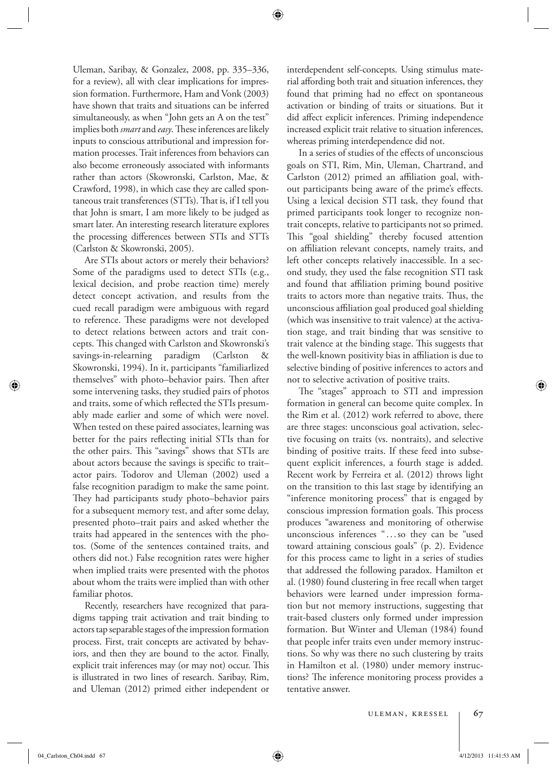Uleman, Saribay, & Gonzalez, 2008, pp. 335–336, for a review), all with clear implications for impression formation. Furthermore, Ham and Vonk (2003) have shown that traits and situations can be inferred simultaneously, as when "John gets an A on the test" implies both *smart* and *easy*. These inferences are likely inputs to conscious attributional and impression formation processes. Trait inferences from behaviors can also become erroneously associated with informants rather than actors (Skowronski, Carlston, Mae, & Crawford, 1998), in which case they are called spontaneous trait transferences (STTs). That is, if I tell you that John is smart, I am more likely to be judged as smart later. An interesting research literature explores the processing differences between STIs and STTs (Carlston & Skowronski, 2005).

Are STIs about actors or merely their behaviors? Some of the paradigms used to detect STIs (e.g., lexical decision, and probe reaction time) merely detect concept activation, and results from the cued recall paradigm were ambiguous with regard to reference. These paradigms were not developed to detect relations between actors and trait concepts. This changed with Carlston and Skowronski's savings-in-relearning paradigm (Carlston & Skowronski, 1994). In it, participants "familiarlized themselves" with photo–behavior pairs. Then after some intervening tasks, they studied pairs of photos and traits, some of which reflected the STIs presumably made earlier and some of which were novel. When tested on these paired associates, learning was better for the pairs reflecting initial STIs than for the other pairs. This "savings" shows that STIs are about actors because the savings is specific to trait–actor pairs. Todorov and Uleman (2002) used a false recognition paradigm to make the same point. They had participants study photo–behavior pairs for a subsequent memory test, and after some delay, presented photo–trait pairs and asked whether the traits had appeared in the sentences with the photos. (Some of the sentences contained traits, and others did not.) False recognition rates were higher when implied traits were presented with the photos about whom the traits were implied than with other familiar photos.

Recently, researchers have recognized that paradigms tapping trait activation and trait binding to actors tap separable stages of the impression formation process. First, trait concepts are activated by behaviors, and then they are bound to the actor. Finally, explicit trait inferences may (or may not) occur. This is illustrated in two lines of research. Saribay, Rim, and Uleman (2012) primed either independent or interdependent self-concepts. Using stimulus material affording both trait and situation inferences, they found that priming had no effect on spontaneous activation or binding of traits or situations. But it did affect explicit inferences. Priming independence increased explicit trait relative to situation inferences, whereas priming interdependence did not.

In a series of studies of the effects of unconscious goals on STI, Rim, Min, Uleman, Chartrand, and Carlston (2012) primed an affiliation goal, without participants being aware of the prime's effects. Using a lexical decision STI task, they found that primed participants took longer to recognize nontrait concepts, relative to participants not so primed. This "goal shielding" thereby focused attention on affiliation relevant concepts, namely traits, and left other concepts relatively inaccessible. In a second study, they used the false recognition STI task and found that affiliation priming bound positive traits to actors more than negative traits. Thus, the unconscious affiliation goal produced goal shielding (which was insensitive to trait valence) at the activation stage, and trait binding that was sensitive to trait valence at the binding stage. This suggests that the well-known positivity bias in affiliation is due to selective binding of positive inferences to actors and not to selective activation of positive traits.

The "stages" approach to STI and impression formation in general can become quite complex. In the Rim et al. (2012) work referred to above, there are three stages: unconscious goal activation, selective focusing on traits (vs. nontraits), and selective binding of positive traits. If these feed into subsequent explicit inferences, a fourth stage is added. Recent work by Ferreira et al. (2012) throws light on the transition to this last stage by identifying an "inference monitoring process" that is engaged by conscious impression formation goals. This process produces "awareness and monitoring of otherwise unconscious inferences "…so they can be "used toward attaining conscious goals" (p. 2). Evidence for this process came to light in a series of studies that addressed the following paradox. Hamilton et al. (1980) found clustering in free recall when target behaviors were learned under impression formation but not memory instructions, suggesting that trait-based clusters only formed under impression formation. But Winter and Uleman (1984) found that people infer traits even under memory instructions. So why was there no such clustering by traits in Hamilton et al. (1980) under memory instructions? The inference monitoring process provides a tentative answer.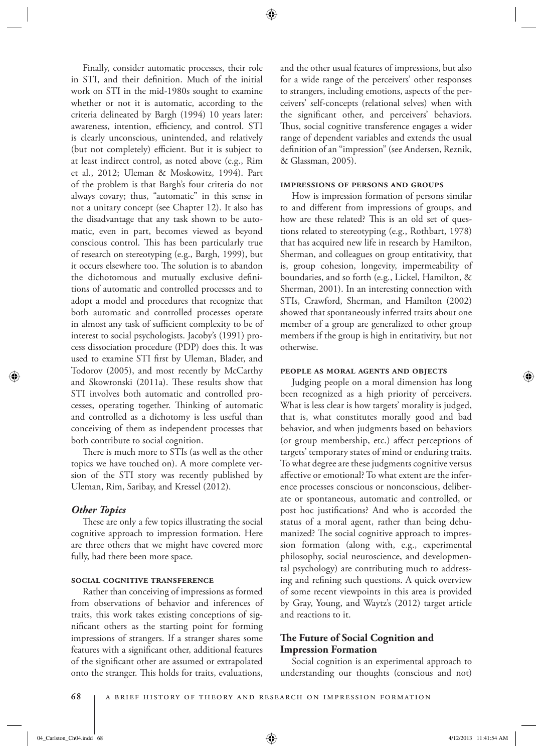Finally, consider automatic processes, their role in STI, and their definition. Much of the initial work on STI in the mid-1980s sought to examine whether or not it is automatic, according to the criteria delineated by Bargh (1994) 10 years later: awareness, intention, efficiency, and control. STI is clearly unconscious, unintended, and relatively (but not completely) efficient. But it is subject to at least indirect control, as noted above (e.g., Rim et al., 2012; Uleman & Moskowitz, 1994). Part of the problem is that Bargh's four criteria do not always covary; thus, "automatic" in this sense in not a unitary concept (see Chapter 12). It also has the disadvantage that any task shown to be automatic, even in part, becomes viewed as beyond conscious control. This has been particularly true of research on stereotyping (e.g., Bargh, 1999), but it occurs elsewhere too. The solution is to abandon the dichotomous and mutually exclusive definitions of automatic and controlled processes and to adopt a model and procedures that recognize that both automatic and controlled processes operate in almost any task of sufficient complexity to be of interest to social psychologists. Jacoby's (1991) process dissociation procedure (PDP) does this. It was used to examine STI first by Uleman, Blader, and Todorov (2005), and most recently by McCarthy and Skowronski (2011a). These results show that STI involves both automatic and controlled processes, operating together. Thinking of automatic and controlled as a dichotomy is less useful than conceiving of them as independent processes that both contribute to social cognition.

There is much more to STIs (as well as the other topics we have touched on). A more complete version of the STI story was recently published by Uleman, Rim, Saribay, and Kressel (2012).

### *Other Topics*

These are only a few topics illustrating the social cognitive approach to impression formation. Here are three others that we might have covered more fully, had there been more space.

#### SOCIAL COGNITIVE TRANSFERENCE

Rather than conceiving of impressions as formed from observations of behavior and inferences of traits, this work takes existing conceptions of significant others as the starting point for forming impressions of strangers. If a stranger shares some features with a significant other, additional features of the significant other are assumed or extrapolated onto the stranger. This holds for traits, evaluations, and the other usual features of impressions, but also for a wide range of the perceivers' other responses to strangers, including emotions, aspects of the perceivers' self-concepts (relational selves) when with the significant other, and perceivers' behaviors. Thus, social cognitive transference engages a wider range of dependent variables and extends the usual definition of an "impression" (see Andersen, Reznik, & Glassman, 2005).

#### IMPRESSIONS OF PERSONS AND GROUPS

How is impression formation of persons similar to and different from impressions of groups, and how are these related? This is an old set of questions related to stereotyping (e.g., Rothbart, 1978) that has acquired new life in research by Hamilton, Sherman, and colleagues on group entitativity, that is, group cohesion, longevity, impermeability of boundaries, and so forth (e.g., Lickel, Hamilton, & Sherman, 2001). In an interesting connection with STIs, Crawford, Sherman, and Hamilton (2002) showed that spontaneously inferred traits about one member of a group are generalized to other group members if the group is high in entitativity, but not otherwise.

#### PEOPLE AS MORAL AGENTS AND OBJECTS

Judging people on a moral dimension has long been recognized as a high priority of perceivers. What is less clear is how targets' morality is judged, that is, what constitutes morally good and bad behavior, and when judgments based on behaviors (or group membership, etc.) affect perceptions of targets' temporary states of mind or enduring traits. To what degree are these judgments cognitive versus affective or emotional? To what extent are the inference processes conscious or nonconscious, deliberate or spontaneous, automatic and controlled, or post hoc justifications? And who is accorded the status of a moral agent, rather than being dehumanized? The social cognitive approach to impression formation (along with, e.g., experimental philosophy, social neuroscience, and developmental psychology) are contributing much to addressing and refining such questions. A quick overview of some recent viewpoints in this area is provided by Gray, Young, and Waytz's (2012) target article and reactions to it.

## The Future of Social Cognition and Impression Formation

Social cognition is an experimental approach to understanding our thoughts (conscious and not)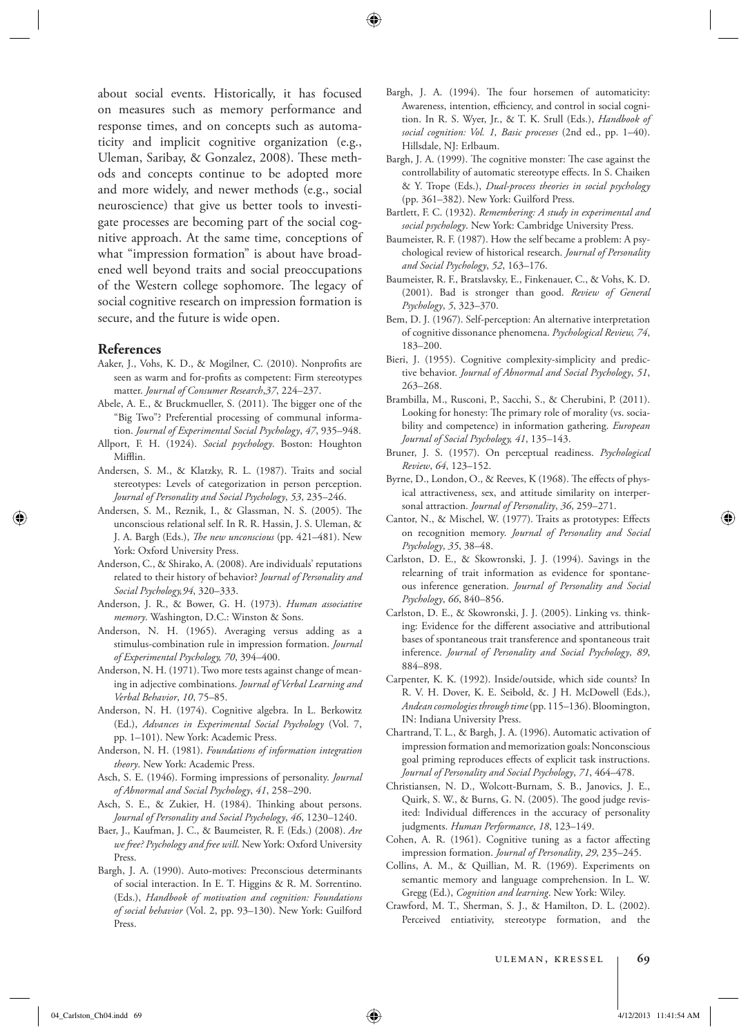about social events. Historically, it has focused on measures such as memory performance and response times, and on concepts such as automaticity and implicit cognitive organization (e.g., Uleman, Saribay, & Gonzalez, 2008). These methods and concepts continue to be adopted more and more widely, and newer methods (e.g., social neuroscience) that give us better tools to investigate processes are becoming part of the social cognitive approach. At the same time, conceptions of what "impression formation" is about have broadened well beyond traits and social preoccupations of the Western college sophomore. The legacy of social cognitive research on impression formation is secure, and the future is wide open.

## References

Aaker, J., Vohs, K. D., & Mogilner, C. (2010). Nonprofits are seen as warm and for-profits as competent: Firm stereotypes matter. *Journal of Consumer Research,37*, 224–237.

Abele, A. E., & Bruckmueller, S. (2011). The bigger one of the "Big Two"? Preferential processing of communal information. *Journal of Experimental Social Psychology*, *47*, 935–948.

Allport, F. H. (1924). *Social psychology*. Boston: Houghton Mifflin.

Andersen, S. M., & Klatzky, R. L. (1987). Traits and social stereotypes: Levels of categorization in person perception. *Journal of Personality and Social Psychology*, *53*, 235–246.

Andersen, S. M., Reznik, I., & Glassman, N. S. (2005). The unconscious relational self. In R. R. Hassin, J. S. Uleman, & J. A. Bargh (Eds.), *The new unconscious* (pp. 421–481). New York: Oxford University Press.

Anderson, C., & Shirako, A. (2008). Are individuals' reputations related to their history of behavior? *Journal of Personality and Social Psychology,94*, 320–333.

Anderson, J. R., & Bower, G. H. (1973). *Human associative memory*. Washington, D.C.: Winston & Sons.

Anderson, N. H. (1965). Averaging versus adding as a stimulus-combination rule in impression formation. *Journal of Experimental Psychology, 70*, 394–400.

Anderson, N. H. (1971). Two more tests against change of meaning in adjective combinations. *Journal of Verbal Learning and Verbal Behavior*, *10*, 75–85.

Anderson, N. H. (1974). Cognitive algebra. In L. Berkowitz (Ed.), *Advances in Experimental Social Psychology* (Vol. 7, pp. 1–101). New York: Academic Press.

Anderson, N. H. (1981). *Foundations of information integration theory*. New York: Academic Press.

Asch, S. E. (1946). Forming impressions of personality. *Journal of Abnormal and Social Psychology*, *41*, 258–290.

Asch, S. E., & Zukier, H. (1984). Thinking about persons. *Journal of Personality and Social Psychology*, *46*, 1230–1240.

Baer, J., Kaufman, J. C., & Baumeister, R. F. (Eds.) (2008). *Are we free? Psychology and free will*. New York: Oxford University Press.

Bargh, J. A. (1990). Auto-motives: Preconscious determinants of social interaction. In E. T. Higgins & R. M. Sorrentino. (Eds.), *Handbook of motivation and cognition: Foundations of social behavior* (Vol. 2, pp. 93–130). New York: Guilford Press.

Bargh, J. A. (1994). The four horsemen of automaticity: Awareness, intention, efficiency, and control in social cognition. In R. S. Wyer, Jr., & T. K. Srull (Eds.), *Handbook of social cognition: Vol. 1, Basic processes* (2nd ed., pp. 1–40). Hillsdale, NJ: Erlbaum.

Bargh, J. A. (1999). The cognitive monster: The case against the controllability of automatic stereotype effects. In S. Chaiken & Y. Trope (Eds.), *Dual-process theories in social psychology* (pp. 361–382). New York: Guilford Press.

Bartlett, F. C. (1932). *Remembering: A study in experimental and social psychology*. New York: Cambridge University Press.

Baumeister, R. F. (1987). How the self became a problem: A psychological review of historical research. *Journal of Personality and Social Psychology*, *52*, 163–176.

Baumeister, R. F., Bratslavsky, E., Finkenauer, C., & Vohs, K. D. (2001). Bad is stronger than good. *Review of General Psychology*, *5*, 323–370.

Bem, D. J. (1967). Self-perception: An alternative interpretation of cognitive dissonance phenomena. *Psychological Review, 74*, 183–200.

Bieri, J. (1955). Cognitive complexity-simplicity and predictive behavior. *Journal of Abnormal and Social Psychology*, *51*, 263–268.

Brambilla, M., Rusconi, P., Sacchi, S., & Cherubini, P. (2011). Looking for honesty: The primary role of morality (vs. sociability and competence) in information gathering. *European Journal of Social Psychology, 41*, 135–143.

Bruner, J. S. (1957). On perceptual readiness. *Psychological Review*, *64*, 123–152.

Byrne, D., London, O., & Reeves, K (1968). The effects of physical attractiveness, sex, and attitude similarity on interpersonal attraction. *Journal of Personality*, *36*, 259–271.

Cantor, N., & Mischel, W. (1977). Traits as prototypes: Effects on recognition memory. *Journal of Personality and Social Psychology*, *35*, 38–48.

Carlston, D. E., & Skowronski, J. J. (1994). Savings in the relearning of trait information as evidence for spontaneous inference generation. *Journal of Personality and Social Psychology*, *66*, 840–856.

Carlston, D. E., & Skowronski, J. J. (2005). Linking vs. thinking: Evidence for the different associative and attributional bases of spontaneous trait transference and spontaneous trait inference. *Journal of Personality and Social Psychology*, *89*, 884–898.

Carpenter, K. K. (1992). Inside/outside, which side counts? In R. V. H. Dover, K. E. Seibold, &. J H. McDowell (Eds.), *Andean cosmologies through time* (pp. 115–136). Bloomington, IN: Indiana University Press.

Chartrand, T. L., & Bargh, J. A. (1996). Automatic activation of impression formation and memorization goals: Nonconscious goal priming reproduces effects of explicit task instructions. *Journal of Personality and Social Psychology*, *71*, 464–478.

Christiansen, N. D., Wolcott-Burnam, S. B., Janovics, J. E., Quirk, S. W., & Burns, G. N. (2005). The good judge revisited: Individual differences in the accuracy of personality judgments. *Human Performance*, *18*, 123–149.

Cohen, A. R. (1961). Cognitive tuning as a factor affecting impression formation. *Journal of Personality*, *29*, 235–245.

Collins, A. M., & Quillian, M. R. (1969). Experiments on semantic memory and language comprehension. In L. W. Gregg (Ed.), *Cognition and learning*. New York: Wiley.

Crawford, M. T., Sherman, S. J., & Hamilton, D. L. (2002). Perceived entiativity, stereotype formation, and the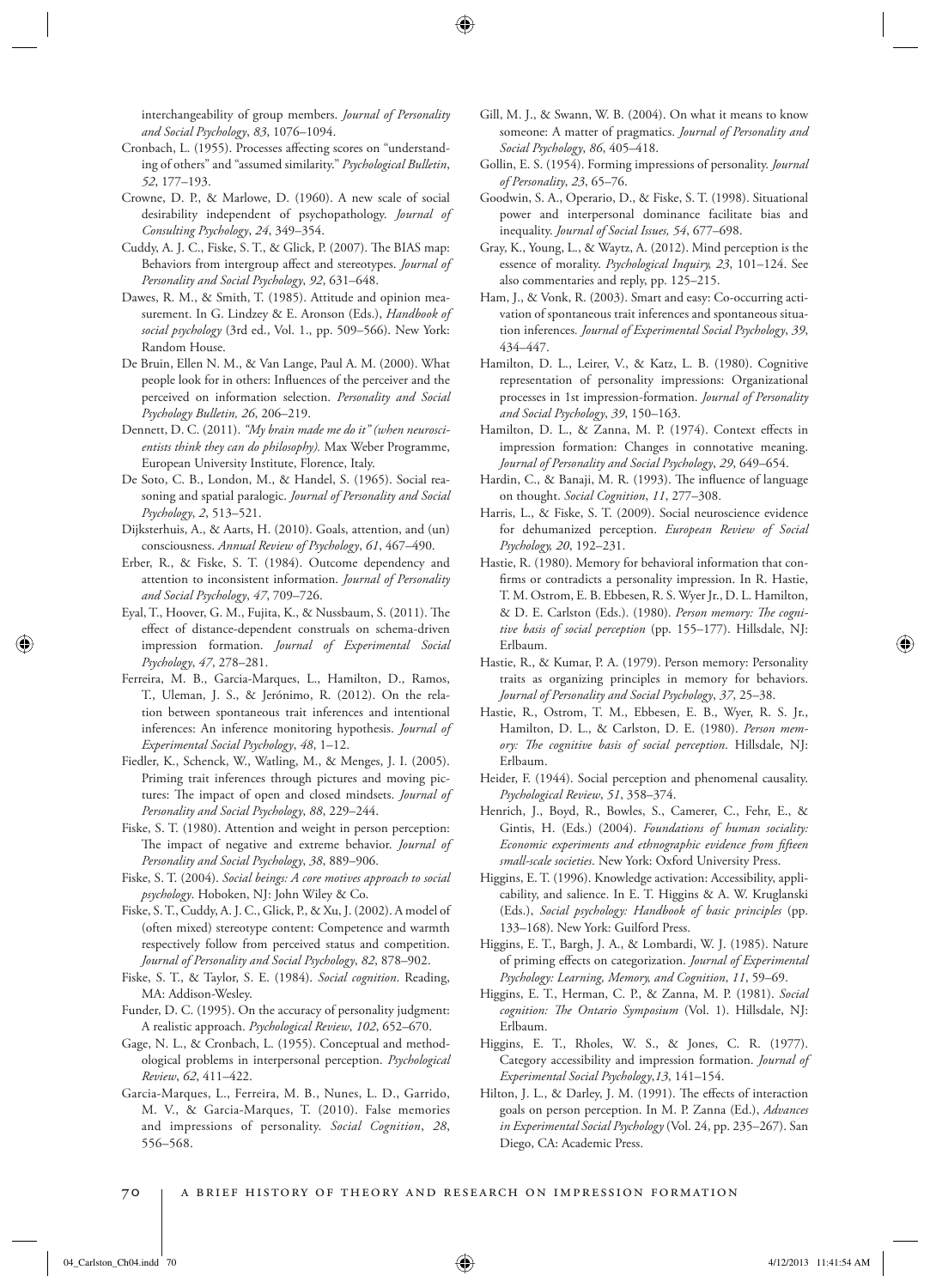interchangeability of group members. *Journal of Personality and Social Psychology*, *83*, 1076–1094.

Cronbach, L. (1955). Processes affecting scores on "understanding of others" and "assumed similarity." *Psychological Bulletin*, *52*, 177–193.

Crowne, D. P., & Marlowe, D. (1960). A new scale of social desirability independent of psychopathology. *Journal of Consulting Psychology*, *24*, 349–354.

Cuddy, A. J. C., Fiske, S. T., & Glick, P. (2007). The BIAS map: Behaviors from intergroup affect and stereotypes. *Journal of Personality and Social Psychology*, *92*, 631–648.

Dawes, R. M., & Smith, T. (1985). Attitude and opinion measurement. In G. Lindzey & E. Aronson (Eds.), *Handbook of social psychology* (3rd ed., Vol. 1., pp. 509–566). New York: Random House.

De Bruin, Ellen N. M., & Van Lange, Paul A. M. (2000). What people look for in others: Influences of the perceiver and the perceived on information selection. *Personality and Social Psychology Bulletin, 26*, 206–219.

Dennett, D. C. (2011). *"My brain made me do it" (when neuroscientists think they can do philosophy).* Max Weber Programme, European University Institute, Florence, Italy.

De Soto, C. B., London, M., & Handel, S. (1965). Social reasoning and spatial paralogic. *Journal of Personality and Social Psychology*, *2*, 513–521.

Dijksterhuis, A., & Aarts, H. (2010). Goals, attention, and (un) consciousness. *Annual Review of Psychology*, *61*, 467–490.

Erber, R., & Fiske, S. T. (1984). Outcome dependency and attention to inconsistent information. *Journal of Personality and Social Psychology*, *47*, 709–726.

Eyal, T., Hoover, G. M., Fujita, K., & Nussbaum, S. (2011). The effect of distance-dependent construals on schema-driven impression formation. *Journal of Experimental Social Psychology*, *47*, 278–281.

Ferreira, M. B., Garcia-Marques, L., Hamilton, D., Ramos, T., Uleman, J. S., & Jerónimo, R. (2012). On the relation between spontaneous trait inferences and intentional inferences: An inference monitoring hypothesis. *Journal of Experimental Social Psychology*, *48*, 1–12.

Fiedler, K., Schenck, W., Watling, M., & Menges, J. I. (2005). Priming trait inferences through pictures and moving pictures: The impact of open and closed mindsets. *Journal of Personality and Social Psychology*, *88*, 229–244.

Fiske, S. T. (1980). Attention and weight in person perception: The impact of negative and extreme behavior. *Journal of Personality and Social Psychology*, *38*, 889–906.

Fiske, S. T. (2004). *Social beings: A core motives approach to social psychology*. Hoboken, NJ: John Wiley & Co.

Fiske, S. T., Cuddy, A. J. C., Glick, P., & Xu, J. (2002). A model of (often mixed) stereotype content: Competence and warmth respectively follow from perceived status and competition. *Journal of Personality and Social Psychology*, *82*, 878–902.

Fiske, S. T., & Taylor, S. E. (1984). *Social cognition*. Reading, MA: Addison-Wesley.

Funder, D. C. (1995). On the accuracy of personality judgment: A realistic approach. *Psychological Review*, *102*, 652–670.

Gage, N. L., & Cronbach, L. (1955). Conceptual and methodological problems in interpersonal perception. *Psychological Review*, *62*, 411–422.

Garcia-Marques, L., Ferreira, M. B., Nunes, L. D., Garrido, M. V., & Garcia-Marques, T. (2010). False memories and impressions of personality. *Social Cognition*, *28*, 556–568.

Gill, M. J., & Swann, W. B. (2004). On what it means to know someone: A matter of pragmatics. *Journal of Personality and Social Psychology*, *86*, 405–418.

Gollin, E. S. (1954). Forming impressions of personality. *Journal of Personality*, *23*, 65–76.

Goodwin, S. A., Operario, D., & Fiske, S. T. (1998). Situational power and interpersonal dominance facilitate bias and inequality. *Journal of Social Issues, 54*, 677–698.

Gray, K., Young, L., & Waytz, A. (2012). Mind perception is the essence of morality. *Psychological Inquiry, 23*, 101–124. See also commentaries and reply, pp. 125–215.

Ham, J., & Vonk, R. (2003). Smart and easy: Co-occurring activation of spontaneous trait inferences and spontaneous situation inferences. *Journal of Experimental Social Psychology*, *39*, 434–447.

Hamilton, D. L., Leirer, V., & Katz, L. B. (1980). Cognitive representation of personality impressions: Organizational processes in 1st impression-formation. *Journal of Personality and Social Psychology*, *39*, 150–163.

Hamilton, D. L., & Zanna, M. P. (1974). Context effects in impression formation: Changes in connotative meaning. *Journal of Personality and Social Psychology*, *29*, 649–654.

Hardin, C., & Banaji, M. R. (1993). The influence of language on thought. *Social Cognition*, *11*, 277–308.

Harris, L., & Fiske, S. T. (2009). Social neuroscience evidence for dehumanized perception. *European Review of Social Psychology, 20*, 192–231.

Hastie, R. (1980). Memory for behavioral information that confirms or contradicts a personality impression. In R. Hastie, T. M. Ostrom, E. B. Ebbesen, R. S. Wyer Jr., D. L. Hamilton, & D. E. Carlston (Eds.). (1980). *Person memory: The cognitive basis of social perception* (pp. 155–177). Hillsdale, NJ: Erlbaum.

Hastie, R., & Kumar, P. A. (1979). Person memory: Personality traits as organizing principles in memory for behaviors. *Journal of Personality and Social Psychology*, *37*, 25–38.

Hastie, R., Ostrom, T. M., Ebbesen, E. B., Wyer, R. S. Jr., Hamilton, D. L., & Carlston, D. E. (1980). *Person memory: The cognitive basis of social perception*. Hillsdale, NJ: Erlbaum.

Heider, F. (1944). Social perception and phenomenal causality. *Psychological Review*, *51*, 358–374.

Henrich, J., Boyd, R., Bowles, S., Camerer, C., Fehr, E., & Gintis, H. (Eds.) (2004). *Foundations of human sociality: Economic experiments and ethnographic evidence from fifteen small-scale societies*. New York: Oxford University Press.

Higgins, E. T. (1996). Knowledge activation: Accessibility, applicability, and salience. In E. T. Higgins & A. W. Kruglanski (Eds.), *Social psychology: Handbook of basic principles* (pp. 133–168). New York: Guilford Press.

Higgins, E. T., Bargh, J. A., & Lombardi, W. J. (1985). Nature of priming effects on categorization. *Journal of Experimental Psychology: Learning, Memory, and Cognition*, *11*, 59–69.

Higgins, E. T., Herman, C. P., & Zanna, M. P. (1981). *Social cognition: The Ontario Symposium* (Vol. 1). Hillsdale, NJ: Erlbaum.

Higgins, E. T., Rholes, W. S., & Jones, C. R. (1977). Category accessibility and impression formation. *Journal of Experimental Social Psychology*,*13*, 141–154.

Hilton, J. L., & Darley, J. M. (1991). The effects of interaction goals on person perception. In M. P. Zanna (Ed.), *Advances in Experimental Social Psychology* (Vol. 24, pp. 235–267). San Diego, CA: Academic Press.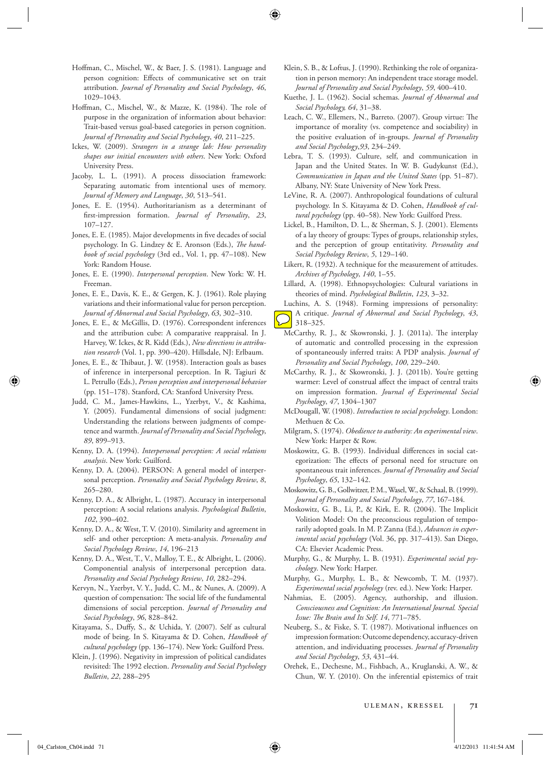Hoffman, C., Mischel, W., & Baer, J. S. (1981). Language and person cognition: Effects of communicative set on trait attribution. *Journal of Personality and Social Psychology*, *46*, 1029–1043.

Hoffman, C., Mischel, W., & Mazze, K. (1984). The role of purpose in the organization of information about behavior: Trait-based versus goal-based categories in person cognition. *Journal of Personality and Social Psychology*, *40*, 211–225.

Ickes, W. (2009). *Strangers in a strange lab: How personality shapes our initial encounters with others*. New York: Oxford University Press.

Jacoby, L. L. (1991). A process dissociation framework: Separating automatic from intentional uses of memory. *Journal of Memory and Language*, *30*, 513–541.

Jones, E. E. (1954). Authoritarianism as a determinant of first-impression formation. *Journal of Personality*, *23*, 107–127.

Jones, E. E. (1985). Major developments in five decades of social psychology. In G. Lindzey & E. Aronson (Eds.), *The handbook of social psychology* (3rd ed., Vol. 1, pp. 47–108). New York: Random House.

Jones, E. E. (1990). *Interpersonal perception*. New York: W. H. Freeman.

Jones, E. E., Davis, K. E., & Gergen, K. J. (1961). Role playing variations and their informational value for person perception. *Journal of Abnormal and Social Psychology*, *63*, 302–310.

Jones, E. E., & McGillis, D. (1976). Correspondent inferences and the attribution cube: A comparative reappraisal. In J. Harvey, W. Ickes, & R. Kidd (Eds.), *New directions in attribution research* (Vol. 1, pp. 390–420). Hillsdale, NJ: Erlbaum.

Jones, E. E., & Thibaut, J. W. (1958). Interaction goals as bases of inference in interpersonal perception. In R. Tagiuri & L. Petrullo (Eds.), *Person perception and interpersonal behavior* (pp. 151–178). Stanford, CA: Stanford University Press.

Judd, C. M., James-Hawkins, L., Yzerbyt, V., & Kashima, Y. (2005). Fundamental dimensions of social judgment: Understanding the relations between judgments of competence and warmth. *Journal of Personality and Social Psychology*, *89*, 899–913.

Kenny, D. A. (1994). *Interpersonal perception: A social relations analysis*. New York: Guilford.

Kenny, D. A. (2004). PERSON: A general model of interpersonal perception. *Personality and Social Psychology Review*, *8*, 265–280.

Kenny, D. A., & Albright, L. (1987). Accuracy in interpersonal perception: A social relations analysis. *Psychological Bulletin*, *102*, 390–402.

Kenny, D. A., & West, T. V. (2010). Similarity and agreement in self- and other perception: A meta-analysis. *Personality and Social Psychology Review*, *14*, 196–213

Kenny, D. A., West, T., V., Malloy, T. E., & Albright, L. (2006). Componential analysis of interpersonal perception data. *Personality and Social Psychology Review*, *10*, 282–294.

Kervyn, N., Yzerbyt, V. Y., Judd, C. M., & Nunes, A. (2009). A question of compensation: The social life of the fundamental dimensions of social perception. *Journal of Personality and Social Psychology*, *96*, 828–842.

Kitayama, S., Duffy, S., & Uchida, Y. (2007). Self as cultural mode of being. In S. Kitayama & D. Cohen, *Handbook of cultural psychology* (pp. 136–174). New York: Guilford Press.

Klein, J. (1996). Negativity in impression of political candidates revisited: The 1992 election. *Personality and Social Psychology Bulletin*, *22*, 288–295

Klein, S. B., & Loftus, J. (1990). Rethinking the role of organization in person memory: An independent trace storage model. *Journal of Personality and Social Psychology*, *59*, 400–410.

Kuethe, J. L. (1962). Social schemas. *Journal of Abnormal and Social Psychology, 64*, 31–38.

Leach, C. W., Ellemers, N., Barreto. (2007). Group virtue: The importance of morality (vs. competence and sociability) in the positive evaluation of in-groups. *Journal of Personality and Social Psychology*,*93*, 234–249.

Lebra, T. S. (1993). Culture, self, and communication in Japan and the United States. In W. B. Gudykunst (Ed.), *Communication in Japan and the United States* (pp. 51–87). Albany, NY: State University of New York Press.

LeVine, R. A. (2007). Anthropological foundations of cultural psychology. In S. Kitayama & D. Cohen, *Handbook of cultural psychology* (pp. 40–58). New York: Guilford Press.

Lickel, B., Hamilton, D. L., & Sherman, S. J. (2001). Elements of a lay theory of groups: Types of groups, relationship styles, and the perception of group entitativity. *Personality and Social Psychology Review*, *5*, 129–140.

Likert, R. (1932). A technique for the measurement of attitudes. *Archives of Psychology*, *140*, 1–55.

Lillard, A. (1998). Ethnopsychologies: Cultural variations in theories of mind. *Psychological Bulletin*, *123*, 3–32.

Luchins, A. S. (1948). Forming impressions of personality: A critique. *Journal of Abnormal and Social Psychology*, *43*, 318–325.

McCarthy, R. J., & Skowronski, J. J. (2011a). The interplay of automatic and controlled processing in the expression of spontaneously inferred traits: A PDP analysis. *Journal of Personality and Social Psychology*, *100*, 229–240.

McCarthy, R. J., & Skowronski, J. J. (2011b). You're getting warmer: Level of construal affect the impact of central traits on impression formation. *Journal of Experimental Social Psychology*, *47*, 1304–1307

McDougall, W. (1908). *Introduction to social psychology*. London: Methuen & Co.

Milgram, S. (1974). *Obedience to authority: An experimental view*. New York: Harper & Row.

Moskowitz, G. B. (1993). Individual differences in social categorization: The effects of personal need for structure on spontaneous trait inferences. *Journal of Personality and Social Psychology*, *65*, 132–142.

Moskowitz, G. B., Gollwitzer, P. M., Wasel, W., & Schaal, B. (1999). *Journal of Personality and Social Psychology*, *77*, 167–184.

Moskowitz, G. B., Li, P., & Kirk, E. R. (2004). The Implicit Volition Model: On the preconscious regulation of temporarily adopted goals. In M. P. Zanna (Ed.), *Advances in experimental social psychology* (Vol. 36, pp. 317–413). San Diego, CA: Elsevier Academic Press.

Murphy, G., & Murphy, L. B. (1931). *Experimental social psychology*. New York: Harper.

Murphy, G., Murphy, L. B., & Newcomb, T. M. (1937). *Experimental social psychology* (rev. ed.). New York: Harper.

Nahmias, E. (2005). Agency, authorship, and illusion. *Consciousness and Cognition: An International Journal. Special Issue: The Brain and Its Self. 14*, 771–785.

Neuberg, S., & Fiske, S. T. (1987). Motivational influences on impression formation: Outcome dependency, accuracy-driven attention, and individuating processes. *Journal of Personality and Social Psychology*, *53*, 431–44.

Orehek, E., Dechesne, M., Fishbach, A., Kruglanski, A. W., & Chun, W. Y. (2010). On the inferential epistemics of trait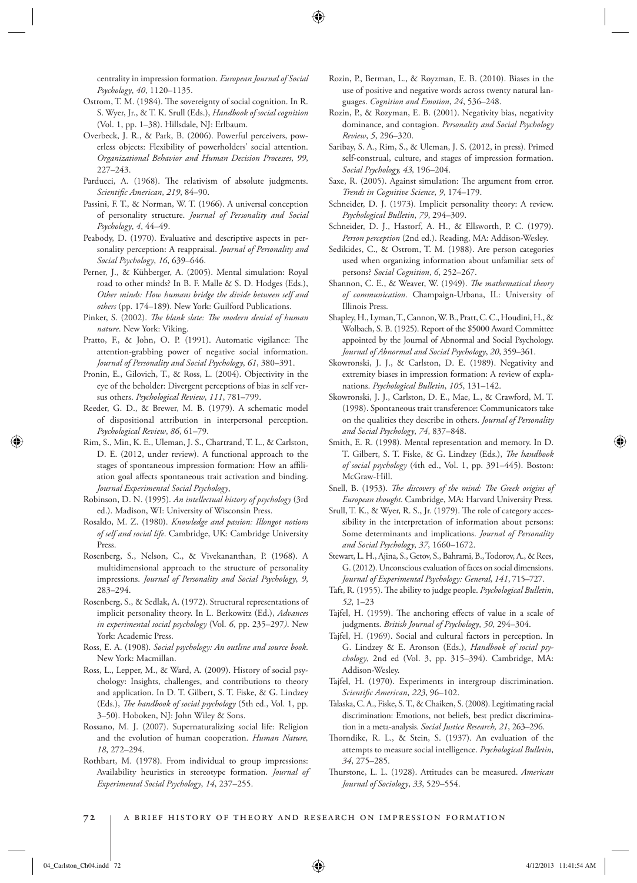centrality in impression formation. *European Journal of Social Psychology*, *40*, 1120–1135.

Ostrom, T. M. (1984). The sovereignty of social cognition. In R. S. Wyer, Jr., & T. K. Srull (Eds.), *Handbook of social cognition* (Vol. 1, pp. 1–38). Hillsdale, NJ: Erlbaum.

Overbeck, J. R., & Park, B. (2006). Powerful perceivers, powerless objects: Flexibility of powerholders' social attention. *Organizational Behavior and Human Decision Processes*, *99*, 227–243.

Parducci, A. (1968). The relativism of absolute judgments. *Scientific American*, *219*, 84–90.

Passini, F. T., & Norman, W. T. (1966). A universal conception of personality structure. *Journal of Personality and Social Psychology*, *4*, 44–49.

Peabody, D. (1970). Evaluative and descriptive aspects in personality perception: A reappraisal. *Journal of Personality and Social Psychology*, *16*, 639–646.

Perner, J., & Kühberger, A. (2005). Mental simulation: Royal road to other minds? In B. F. Malle & S. D. Hodges (Eds.), *Other minds: How humans bridge the divide between self and others* (pp. 174–189). New York: Guilford Publications.

Pinker, S. (2002). *The blank slate: The modern denial of human nature*. New York: Viking.

Pratto, F., & John, O. P. (1991). Automatic vigilance: The attention-grabbing power of negative social information. *Journal of Personality and Social Psychology*, *61*, 380–391.

Pronin, E., Gilovich, T., & Ross, L. (2004). Objectivity in the eye of the beholder: Divergent perceptions of bias in self versus others. *Psychological Review*, *111*, 781–799.

Reeder, G. D., & Brewer, M. B. (1979). A schematic model of dispositional attribution in interpersonal perception. *Psychological Review*, *86*, 61–79.

Rim, S., Min, K. E., Uleman, J. S., Chartrand, T. L., & Carlston, D. E. (2012, under review). A functional approach to the stages of spontaneous impression formation: How an affiliation goal affects spontaneous trait activation and binding. *Journal Experimental Social Psychology*,

Robinson, D. N. (1995). *An intellectual history of psychology* (3rd ed.). Madison, WI: University of Wisconsin Press.

Rosaldo, M. Z. (1980). *Knowledge and passion: Illongot notions of self and social life*. Cambridge, UK: Cambridge University Press.

Rosenberg, S., Nelson, C., & Vivekananthan, P. (1968). A multidimensional approach to the structure of personality impressions. *Journal of Personality and Social Psychology*, *9*, 283–294.

Rosenberg, S., & Sedlak, A. (1972). Structural representations of implicit personality theory. In L. Berkowitz (Ed.), *Advances in experimental social psychology* (Vol. *6*, pp. 235–297*)*. New York: Academic Press.

Ross, E. A. (1908). *Social psychology: An outline and source book*. New York: Macmillan.

Ross, L., Lepper, M., & Ward, A. (2009). History of social psychology: Insights, challenges, and contributions to theory and application. In D. T. Gilbert, S. T. Fiske, & G. Lindzey (Eds.), *The handbook of social psychology* (5th ed., Vol. 1, pp. 3–50). Hoboken, NJ: John Wiley & Sons.

Rossano, M. J. (2007). Supernaturalizing social life: Religion and the evolution of human cooperation. *Human Nature, 18*, 272–294.

Rothbart, M. (1978). From individual to group impressions: Availability heuristics in stereotype formation. *Journal of Experimental Social Psychology*, *14*, 237–255.

Rozin, P., Berman, L., & Royzman, E. B. (2010). Biases in the use of positive and negative words across twenty natural languages. *Cognition and Emotion*, *24*, 536–248.

Rozin, P., & Rozyman, E. B. (2001). Negativity bias, negativity dominance, and contagion. *Personality and Social Psychology Review*, *5*, 296–320.

Saribay, S. A., Rim, S., & Uleman, J. S. (2012, in press). Primed self-construal, culture, and stages of impression formation. *Social Psychology, 43,* 196–204.

Saxe, R. (2005). Against simulation: The argument from error. *Trends in Cognitive Science*, *9*, 174–179.

Schneider, D. J. (1973). Implicit personality theory: A review. *Psychological Bulletin*, *79*, 294–309.

Schneider, D. J., Hastorf, A. H., & Ellsworth, P. C. (1979). *Person perception* (2nd ed.). Reading, MA: Addison-Wesley.

Sedikides, C., & Ostrom, T. M. (1988). Are person categories used when organizing information about unfamiliar sets of persons? *Social Cognition*, *6*, 252–267.

Shannon, C. E., & Weaver, W. (1949). *The mathematical theory of communication*. Champaign-Urbana, IL: University of Illinois Press.

Shapley, H., Lyman, T., Cannon, W. B., Pratt, C. C., Houdini, H., & Wolbach, S. B. (1925). Report of the $5000 Award Committee appointed by the Journal of Abnormal and Social Psychology. *Journal of Abnormal and Social Psychology*, *20*, 359–361.

Skowronski, J. J., & Carlston, D. E. (1989). Negativity and extremity biases in impression formation: A review of explanations. *Psychological Bulletin*, *105*, 131–142.

Skowronski, J. J., Carlston, D. E., Mae, L., & Crawford, M. T. (1998). Spontaneous trait transference: Communicators take on the qualities they describe in others. *Journal of Personality and Social Psychology*, *74*, 837–848.

Smith, E. R. (1998). Mental representation and memory. In D. T. Gilbert, S. T. Fiske, & G. Lindzey (Eds.), *The handbook of social psychology* (4th ed., Vol. 1, pp. 391–445). Boston: McGraw-Hill.

Snell, B. (1953). *The discovery of the mind: The Greek origins of European thought*. Cambridge, MA: Harvard University Press.

Srull, T. K., & Wyer, R. S., Jr. (1979). The role of category accessibility in the interpretation of information about persons: Some determinants and implications. *Journal of Personality and Social Psychology*, *37*, 1660–1672.

Stewart, L. H., Ajina, S., Getov, S., Bahrami, B., Todorov, A., & Rees, G. (2012). Unconscious evaluation of faces on social dimensions. *Journal of Experimental Psychology: General*, *141*, 715–727.

Taft, R. (1955). The ability to judge people. *Psychological Bulletin*, *52*, 1–23

Tajfel, H. (1959). The anchoring effects of value in a scale of judgments. *British Journal of Psychology*, *50*, 294–304.

Tajfel, H. (1969). Social and cultural factors in perception. In G. Lindzey & E. Aronson (Eds.), *Handbook of social psychology*, 2nd ed (Vol. 3, pp. 315–394). Cambridge, MA: Addison-Wesley.

Tajfel, H. (1970). Experiments in intergroup discrimination. *Scientific American*, *223*, 96–102.

Talaska, C. A., Fiske, S. T., & Chaiken, S. (2008). Legitimating racial discrimination: Emotions, not beliefs, best predict discrimination in a meta-analysis. *Social Justice Research, 21*, 263–296.

Thorndike, R. L., & Stein, S. (1937). An evaluation of the attempts to measure social intelligence. *Psychological Bulletin*, *34*, 275–285.

Thurstone, L. L. (1928). Attitudes can be measured. *American Journal of Sociology*, *33*, 529–554.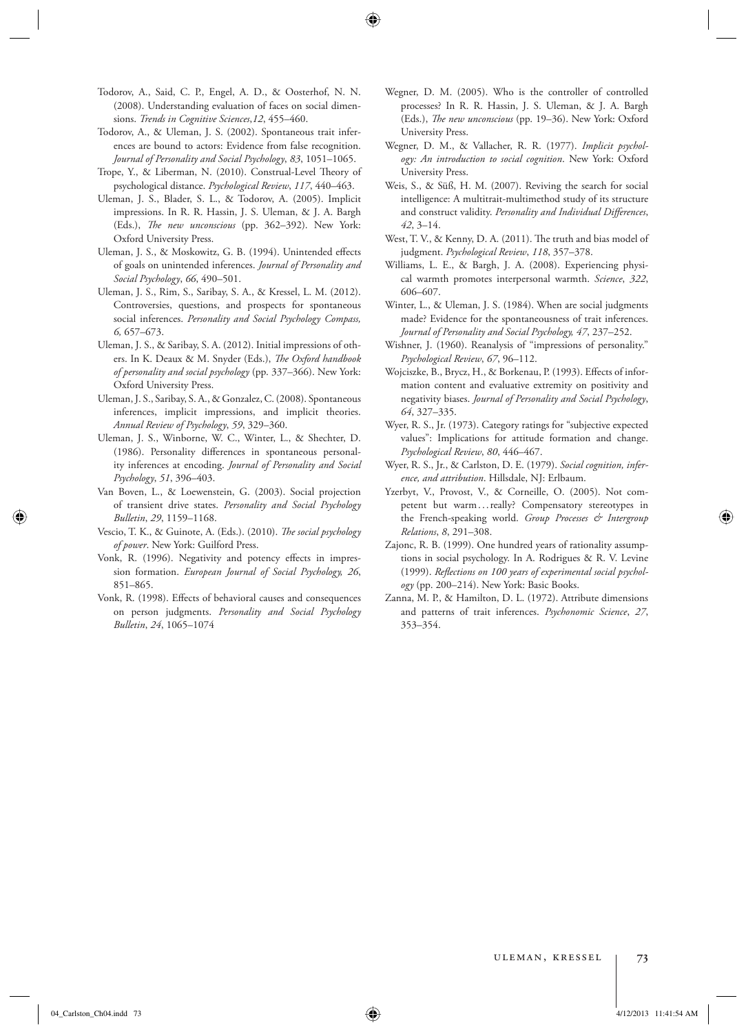Todorov, A., Said, C. P., Engel, A. D., & Oosterhof, N. N. (2008). Understanding evaluation of faces on social dimensions. *Trends in Cognitive Sciences*,*12*, 455–460.

Todorov, A., & Uleman, J. S. (2002). Spontaneous trait inferences are bound to actors: Evidence from false recognition. *Journal of Personality and Social Psychology*, *83*, 1051–1065.

Trope, Y., & Liberman, N. (2010). Construal-Level Theory of psychological distance. *Psychological Review*, *117*, 440–463.

Uleman, J. S., Blader, S. L., & Todorov, A. (2005). Implicit impressions. In R. R. Hassin, J. S. Uleman, & J. A. Bargh (Eds.), *The new unconscious* (pp. 362–392). New York: Oxford University Press.

Uleman, J. S., & Moskowitz, G. B. (1994). Unintended effects of goals on unintended inferences. *Journal of Personality and Social Psychology*, *66*, 490–501.

Uleman, J. S., Rim, S., Saribay, S. A., & Kressel, L. M. (2012). Controversies, questions, and prospects for spontaneous social inferences. *Personality and Social Psychology Compass, 6,* 657–673.

Uleman, J. S., & Saribay, S. A. (2012). Initial impressions of others. In K. Deaux & M. Snyder (Eds.), *The Oxford handbook of personality and social psychology* (pp. 337–366). New York: Oxford University Press.

Uleman, J. S., Saribay, S. A., & Gonzalez, C. (2008). Spontaneous inferences, implicit impressions, and implicit theories. *Annual Review of Psychology*, *59*, 329–360.

Uleman, J. S., Winborne, W. C., Winter, L., & Shechter, D. (1986). Personality differences in spontaneous personality inferences at encoding. *Journal of Personality and Social Psychology*, *51*, 396–403.

Van Boven, L., & Loewenstein, G. (2003). Social projection of transient drive states. *Personality and Social Psychology Bulletin*, *29*, 1159–1168.

Vescio, T. K., & Guinote, A. (Eds.). (2010). *The social psychology of power*. New York: Guilford Press.

Vonk, R. (1996). Negativity and potency effects in impression formation. *European Journal of Social Psychology, 26*, 851–865.

Vonk, R. (1998). Effects of behavioral causes and consequences on person judgments. *Personality and Social Psychology Bulletin*, *24*, 1065–1074

Wegner, D. M. (2005). Who is the controller of controlled processes? In R. R. Hassin, J. S. Uleman, & J. A. Bargh (Eds.), *The new unconscious* (pp. 19–36). New York: Oxford University Press.

Wegner, D. M., & Vallacher, R. R. (1977). *Implicit psychology: An introduction to social cognition*. New York: Oxford University Press.

Weis, S., & Süß, H. M. (2007). Reviving the search for social intelligence: A multitrait-multimethod study of its structure and construct validity. *Personality and Individual Differences*, *42*, 3–14.

West, T. V., & Kenny, D. A. (2011). The truth and bias model of judgment. *Psychological Review*, *118*, 357–378.

Williams, L. E., & Bargh, J. A. (2008). Experiencing physical warmth promotes interpersonal warmth. *Science*, *322*, 606–607.

Winter, L., & Uleman, J. S. (1984). When are social judgments made? Evidence for the spontaneousness of trait inferences. *Journal of Personality and Social Psychology, 47*, 237–252.

Wishner, J. (1960). Reanalysis of "impressions of personality." *Psychological Review*, *67*, 96–112.

Wojciszke, B., Brycz, H., & Borkenau, P. (1993). Effects of information content and evaluative extremity on positivity and negativity biases. *Journal of Personality and Social Psychology*, *64*, 327–335.

Wyer, R. S., Jr. (1973). Category ratings for "subjective expected values": Implications for attitude formation and change. *Psychological Review*, *80*, 446–467.

Wyer, R. S., Jr., & Carlston, D. E. (1979). *Social cognition, inference, and attribution*. Hillsdale, NJ: Erlbaum.

Yzerbyt, V., Provost, V., & Corneille, O. (2005). Not competent but warm . . . really? Compensatory stereotypes in the French-speaking world. *Group Processes & Intergroup Relations*, *8*, 291–308.

Zajonc, R. B. (1999). One hundred years of rationality assumptions in social psychology. In A. Rodrigues & R. V. Levine (1999). *Reflections on 100 years of experimental social psychology* (pp. 200–214). New York: Basic Books.

Zanna, M. P., & Hamilton, D. L. (1972). Attribute dimensions and patterns of trait inferences. *Psychonomic Science*, *27*, 353–354.